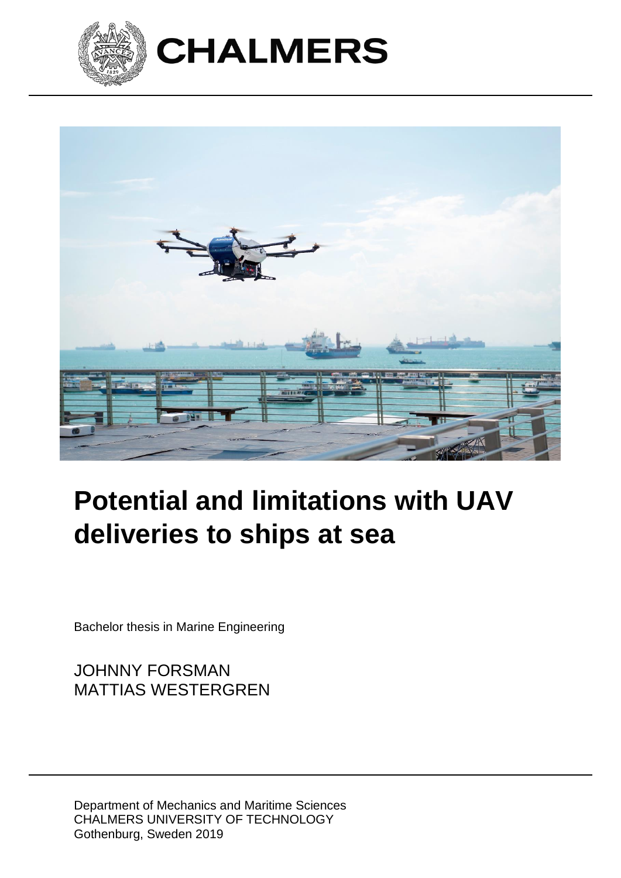CHALMERS

# Potential and limitations with UAV deliveries to ships at sea

Bachelor thesis in Marine Engineering

JOHNNY FORSMAN
MATTIAS WESTERGREN

Department of Mechanics and Maritime Sciences
CHALMERS UNIVERSITY OF TECHNOLOGY
Gothenburg, Sweden 2019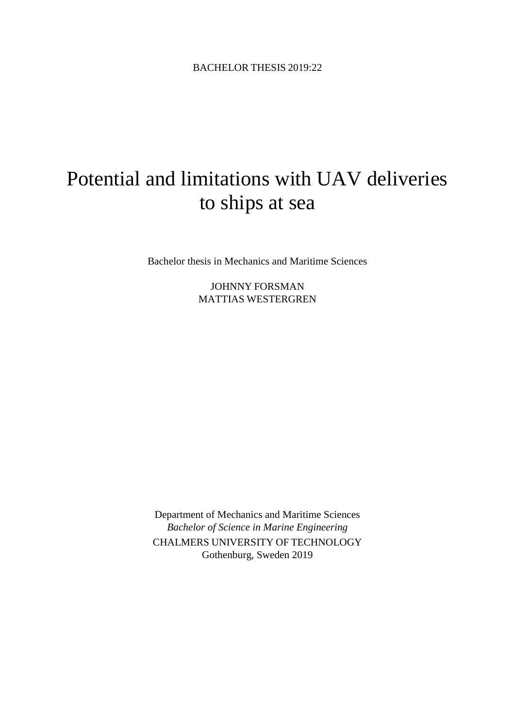BACHELOR THESIS 2019:22

# Potential and limitations with UAV deliveries to ships at sea

Bachelor thesis in Mechanics and Maritime Sciences

JOHNNY FORSMAN
MATTIAS WESTERGREN

Department of Mechanics and Maritime Sciences
*Bachelor of Science in Marine Engineering*
CHALMERS UNIVERSITY OF TECHNOLOGY
Gothenburg, Sweden 2019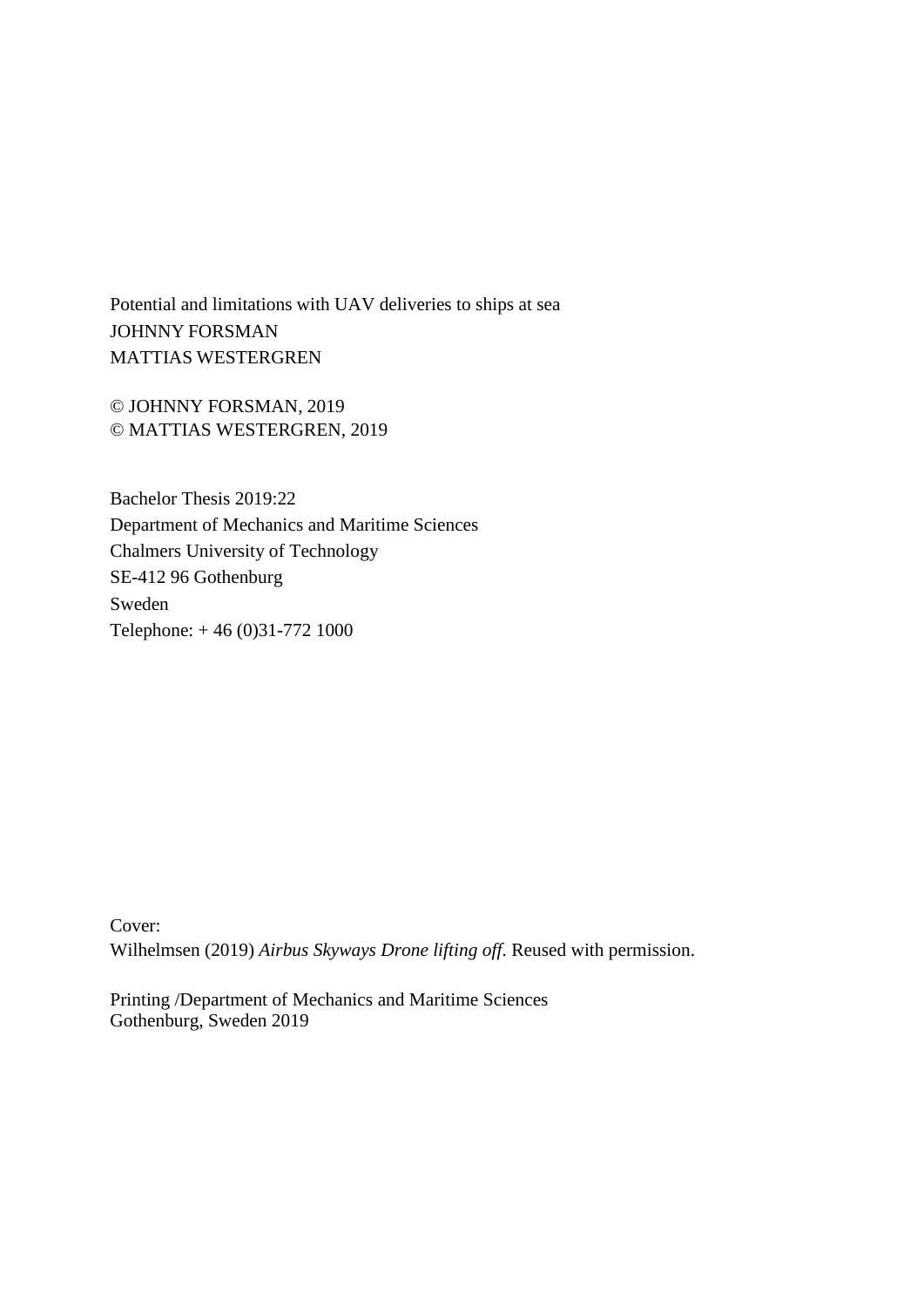Potential and limitations with UAV deliveries to ships at sea
JOHNNY FORSMAN
MATTIAS WESTERGREN

© JOHNNY FORSMAN, 2019
© MATTIAS WESTERGREN, 2019

Bachelor Thesis 2019:22
Department of Mechanics and Maritime Sciences
Chalmers University of Technology
SE-412 96 Gothenburg
Sweden
Telephone: + 46 (0)31-772 1000

Cover:
Wilhelmsen (2019) *Airbus Skyways Drone lifting off*. Reused with permission.

Printing /Department of Mechanics and Maritime Sciences
Gothenburg, Sweden 2019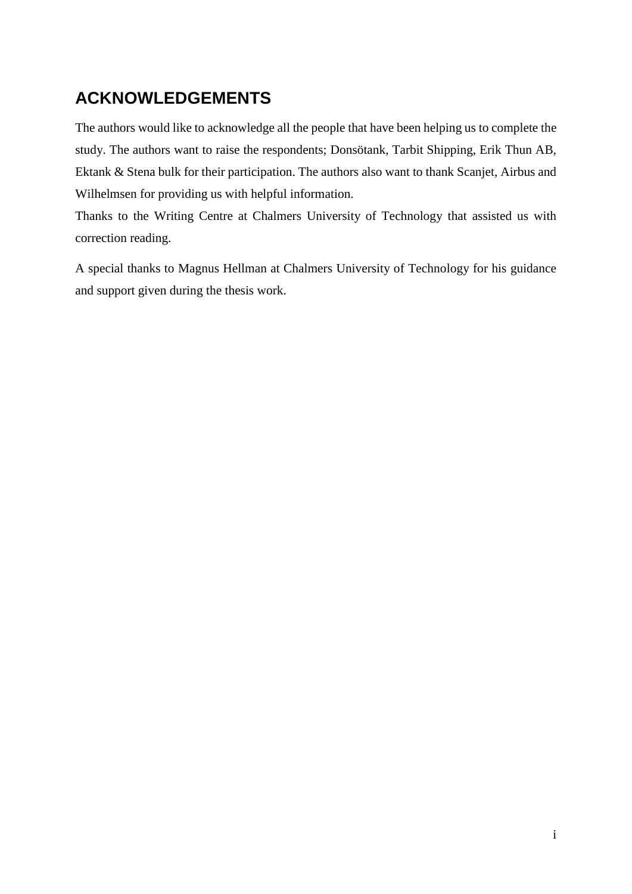# ACKNOWLEDGEMENTS

The authors would like to acknowledge all the people that have been helping us to complete the study. The authors want to raise the respondents; Donsötank, Tarbit Shipping, Erik Thun AB, Ektank & Stena bulk for their participation. The authors also want to thank Scanjet, Airbus and Wilhelmsen for providing us with helpful information.
Thanks to the Writing Centre at Chalmers University of Technology that assisted us with correction reading.

A special thanks to Magnus Hellman at Chalmers University of Technology for his guidance and support given during the thesis work.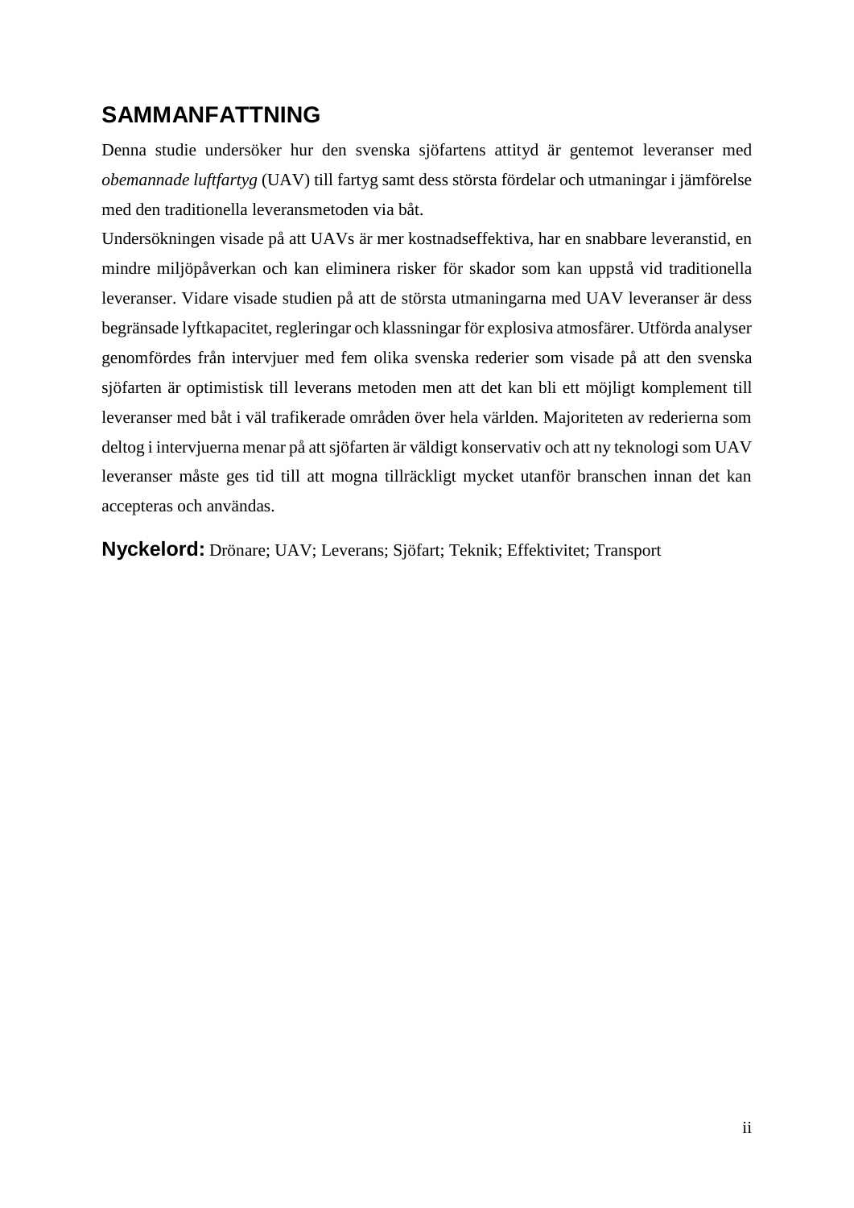## SAMMANFATTNING

Denna studie undersöker hur den svenska sjöfartens attityd är gentemot leveranser med *obemannade luftfartyg* (UAV) till fartyg samt dess största fördelar och utmaningar i jämförelse med den traditionella leveransmetoden via båt.

Undersökningen visade på att UAVs är mer kostnadseffektiva, har en snabbare leveranstid, en mindre miljöpåverkan och kan eliminera risker för skador som kan uppstå vid traditionella leveranser. Vidare visade studien på att de största utmaningarna med UAV leveranser är dess begränsade lyftkapacitet, regleringar och klassningar för explosiva atmosfärer. Utförda analyser genomfördes från intervjuer med fem olika svenska rederier som visade på att den svenska sjöfarten är optimistisk till leverans metoden men att det kan bli ett möjligt komplement till leveranser med båt i väl trafikerade områden över hela världen. Majoriteten av rederierna som deltog i intervjuerna menar på att sjöfarten är väldigt konservativ och att ny teknologi som UAV leveranser måste ges tid till att mogna tillräckligt mycket utanför branschen innan det kan accepteras och användas.

**Nyckelord:** Drönare; UAV; Leverans; Sjöfart; Teknik; Effektivitet; Transport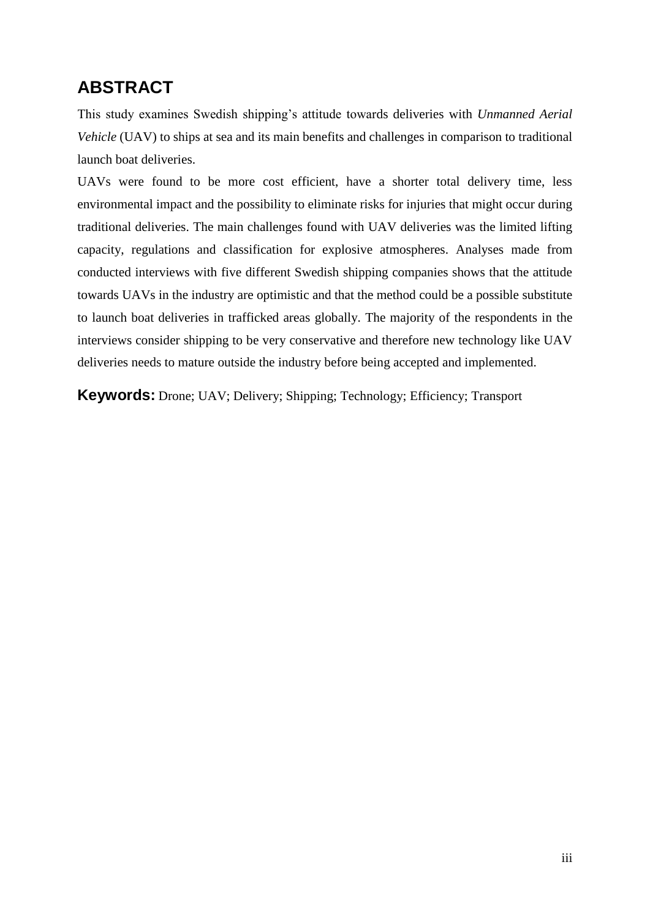# ABSTRACT

This study examines Swedish shipping’s attitude towards deliveries with *Unmanned Aerial Vehicle* (UAV) to ships at sea and its main benefits and challenges in comparison to traditional launch boat deliveries.

UAVs were found to be more cost efficient, have a shorter total delivery time, less environmental impact and the possibility to eliminate risks for injuries that might occur during traditional deliveries. The main challenges found with UAV deliveries was the limited lifting capacity, regulations and classification for explosive atmospheres. Analyses made from conducted interviews with five different Swedish shipping companies shows that the attitude towards UAVs in the industry are optimistic and that the method could be a possible substitute to launch boat deliveries in trafficked areas globally. The majority of the respondents in the interviews consider shipping to be very conservative and therefore new technology like UAV deliveries needs to mature outside the industry before being accepted and implemented.

**Keywords:** Drone; UAV; Delivery; Shipping; Technology; Efficiency; Transport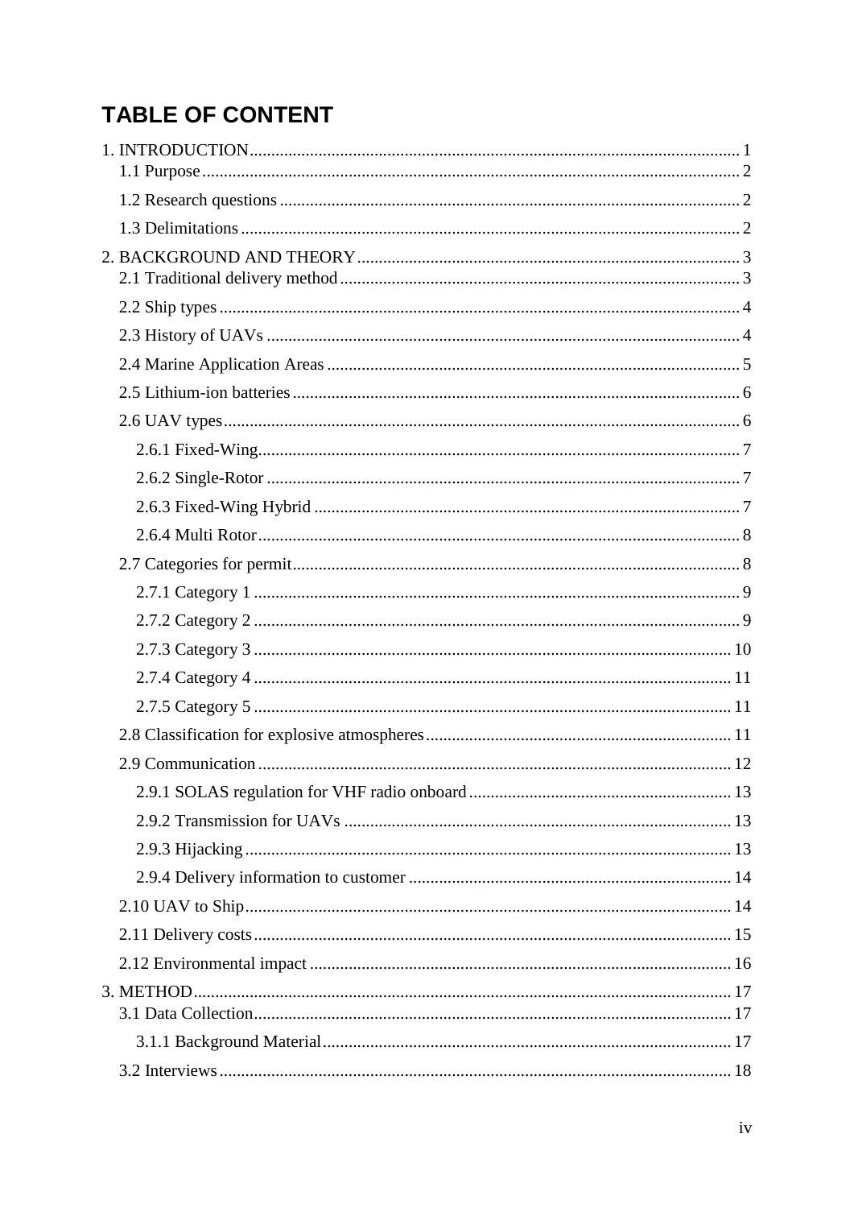# TABLE OF CONTENT

1. INTRODUCTION ..... 1
   - 1.1 Purpose ..... 2
   - 1.2 Research questions ..... 2
   - 1.3 Delimitations ..... 2
2. BACKGROUND AND THEORY ..... 3
   - 2.1 Traditional delivery method ..... 3
   - 2.2 Ship types ..... 4
   - 2.3 History of UAVs ..... 4
   - 2.4 Marine Application Areas ..... 5
   - 2.5 Lithium-ion batteries ..... 6
   - 2.6 UAV types ..... 6
     - 2.6.1 Fixed-Wing ..... 7
     - 2.6.2 Single-Rotor ..... 7
     - 2.6.3 Fixed-Wing Hybrid ..... 7
     - 2.6.4 Multi Rotor ..... 8
   - 2.7 Categories for permit ..... 8
     - 2.7.1 Category 1 ..... 9
     - 2.7.2 Category 2 ..... 9
     - 2.7.3 Category 3 ..... 10
     - 2.7.4 Category 4 ..... 11
     - 2.7.5 Category 5 ..... 11
   - 2.8 Classification for explosive atmospheres ..... 11
   - 2.9 Communication ..... 12
     - 2.9.1 SOLAS regulation for VHF radio onboard ..... 13
     - 2.9.2 Transmission for UAVs ..... 13
     - 2.9.3 Hijacking ..... 13
     - 2.9.4 Delivery information to customer ..... 14
   - 2.10 UAV to Ship ..... 14
   - 2.11 Delivery costs ..... 15
   - 2.12 Environmental impact ..... 16
3. METHOD ..... 17
   - 3.1 Data Collection ..... 17
     - 3.1.1 Background Material ..... 17
   - 3.2 Interviews ..... 18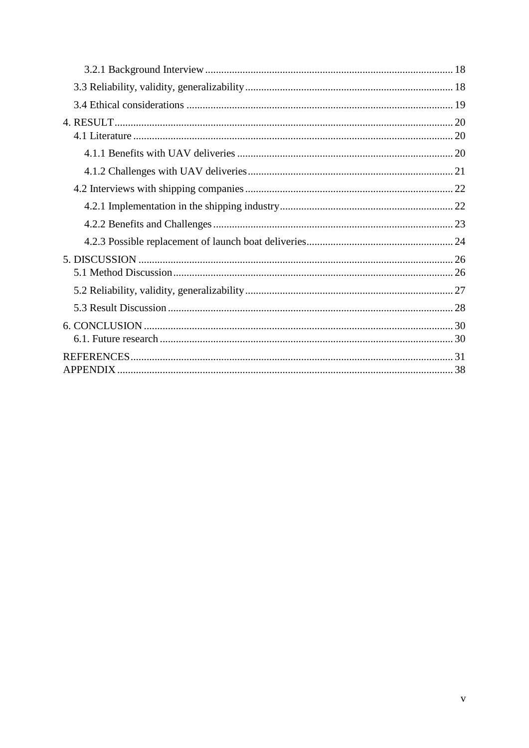3.2.1 Background Interview ... 18

3.3 Reliability, validity, generalizability ... 18

3.4 Ethical considerations ... 19

4. RESULT ... 20

4.1 Literature ... 20

4.1.1 Benefits with UAV deliveries ... 20

4.1.2 Challenges with UAV deliveries ... 21

4.2 Interviews with shipping companies ... 22

4.2.1 Implementation in the shipping industry ... 22

4.2.2 Benefits and Challenges ... 23

4.2.3 Possible replacement of launch boat deliveries ... 24

5. DISCUSSION ... 26

5.1 Method Discussion ... 26

5.2 Reliability, validity, generalizability ... 27

5.3 Result Discussion ... 28

6. CONCLUSION ... 30

6.1. Future research ... 30

REFERENCES ... 31

APPENDIX ... 38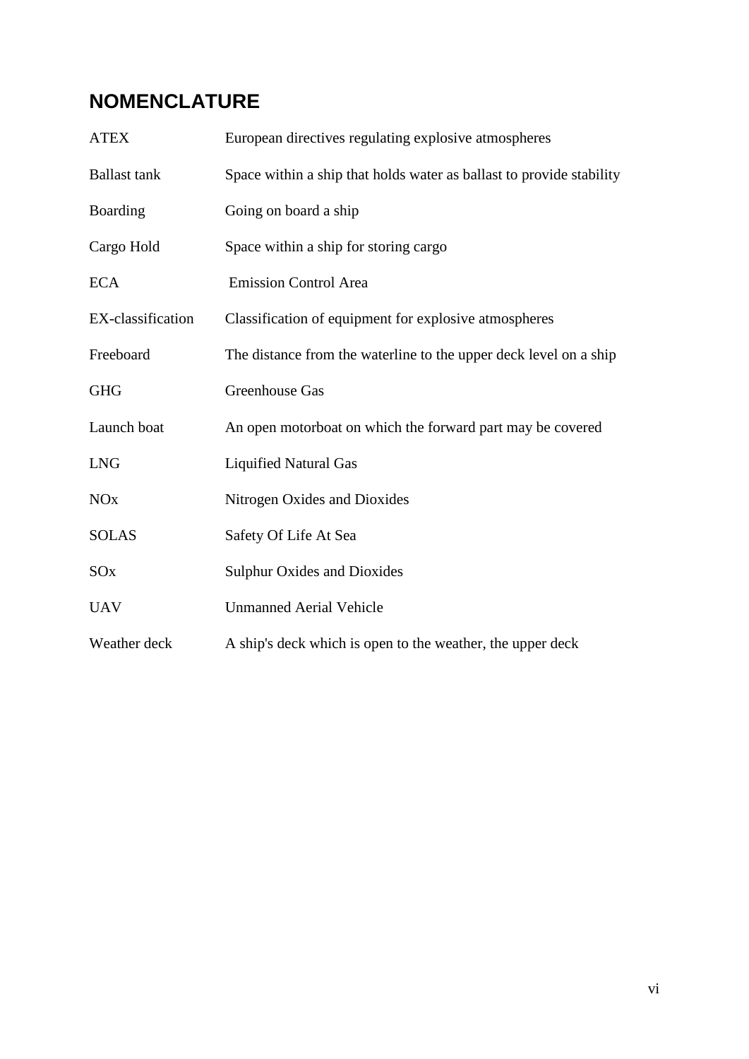# NOMENCLATURE

| | |
|---|---|
| ATEX | European directives regulating explosive atmospheres |
| Ballast tank | Space within a ship that holds water as ballast to provide stability |
| Boarding | Going on board a ship |
| Cargo Hold | Space within a ship for storing cargo |
| ECA | Emission Control Area |
| EX-classification | Classification of equipment for explosive atmospheres |
| Freeboard | The distance from the waterline to the upper deck level on a ship |
| GHG | Greenhouse Gas |
| Launch boat | An open motorboat on which the forward part may be covered |
| LNG | Liquified Natural Gas |
| NOx | Nitrogen Oxides and Dioxides |
| SOLAS | Safety Of Life At Sea |
| SOx | Sulphur Oxides and Dioxides |
| UAV | Unmanned Aerial Vehicle |
| Weather deck | A ship's deck which is open to the weather, the upper deck |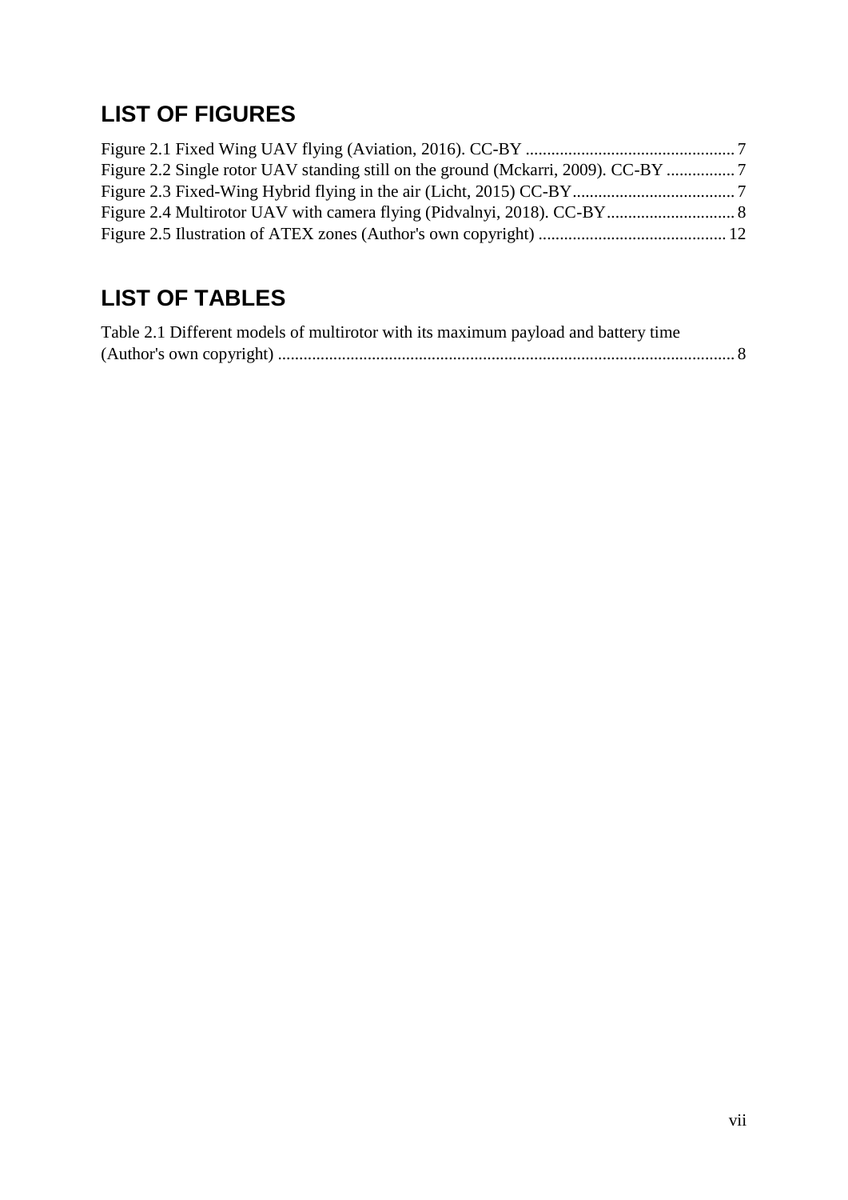## LIST OF FIGURES

Figure 2.1 Fixed Wing UAV flying (Aviation, 2016). CC-BY ... 7
Figure 2.2 Single rotor UAV standing still on the ground (Mckarri, 2009). CC-BY ... 7
Figure 2.3 Fixed-Wing Hybrid flying in the air (Licht, 2015) CC-BY ... 7
Figure 2.4 Multirotor UAV with camera flying (Pidvalnyi, 2018). CC-BY ... 8
Figure 2.5 Ilustration of ATEX zones (Author's own copyright) ... 12

## LIST OF TABLES

Table 2.1 Different models of multirotor with its maximum payload and battery time (Author's own copyright) ... 8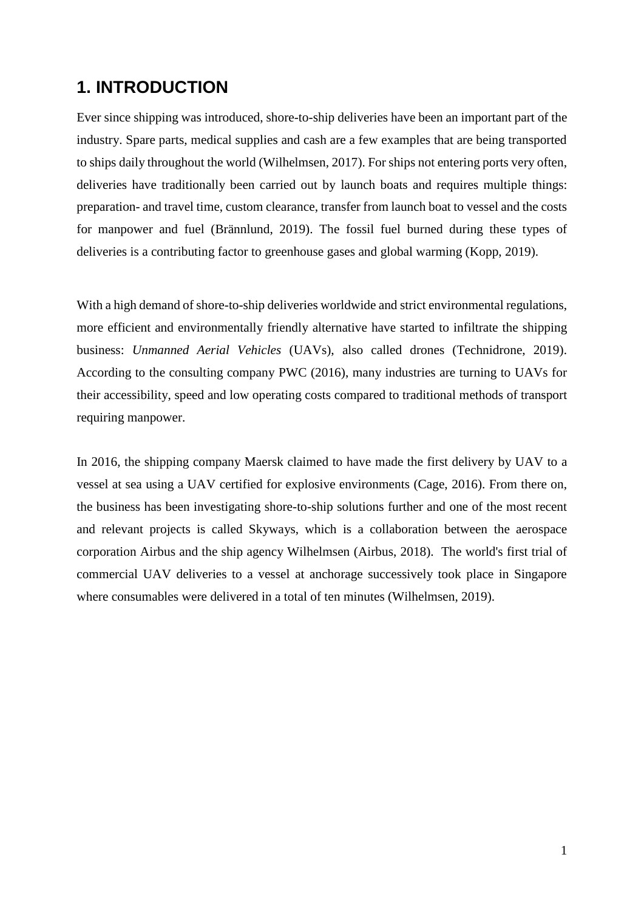# 1. INTRODUCTION

Ever since shipping was introduced, shore-to-ship deliveries have been an important part of the industry. Spare parts, medical supplies and cash are a few examples that are being transported to ships daily throughout the world (Wilhelmsen, 2017). For ships not entering ports very often, deliveries have traditionally been carried out by launch boats and requires multiple things: preparation- and travel time, custom clearance, transfer from launch boat to vessel and the costs for manpower and fuel (Brännlund, 2019). The fossil fuel burned during these types of deliveries is a contributing factor to greenhouse gases and global warming (Kopp, 2019).

With a high demand of shore-to-ship deliveries worldwide and strict environmental regulations, more efficient and environmentally friendly alternative have started to infiltrate the shipping business: *Unmanned Aerial Vehicles* (UAVs), also called drones (Technidrone, 2019). According to the consulting company PWC (2016), many industries are turning to UAVs for their accessibility, speed and low operating costs compared to traditional methods of transport requiring manpower.

In 2016, the shipping company Maersk claimed to have made the first delivery by UAV to a vessel at sea using a UAV certified for explosive environments (Cage, 2016). From there on, the business has been investigating shore-to-ship solutions further and one of the most recent and relevant projects is called Skyways, which is a collaboration between the aerospace corporation Airbus and the ship agency Wilhelmsen (Airbus, 2018). The world's first trial of commercial UAV deliveries to a vessel at anchorage successively took place in Singapore where consumables were delivered in a total of ten minutes (Wilhelmsen, 2019).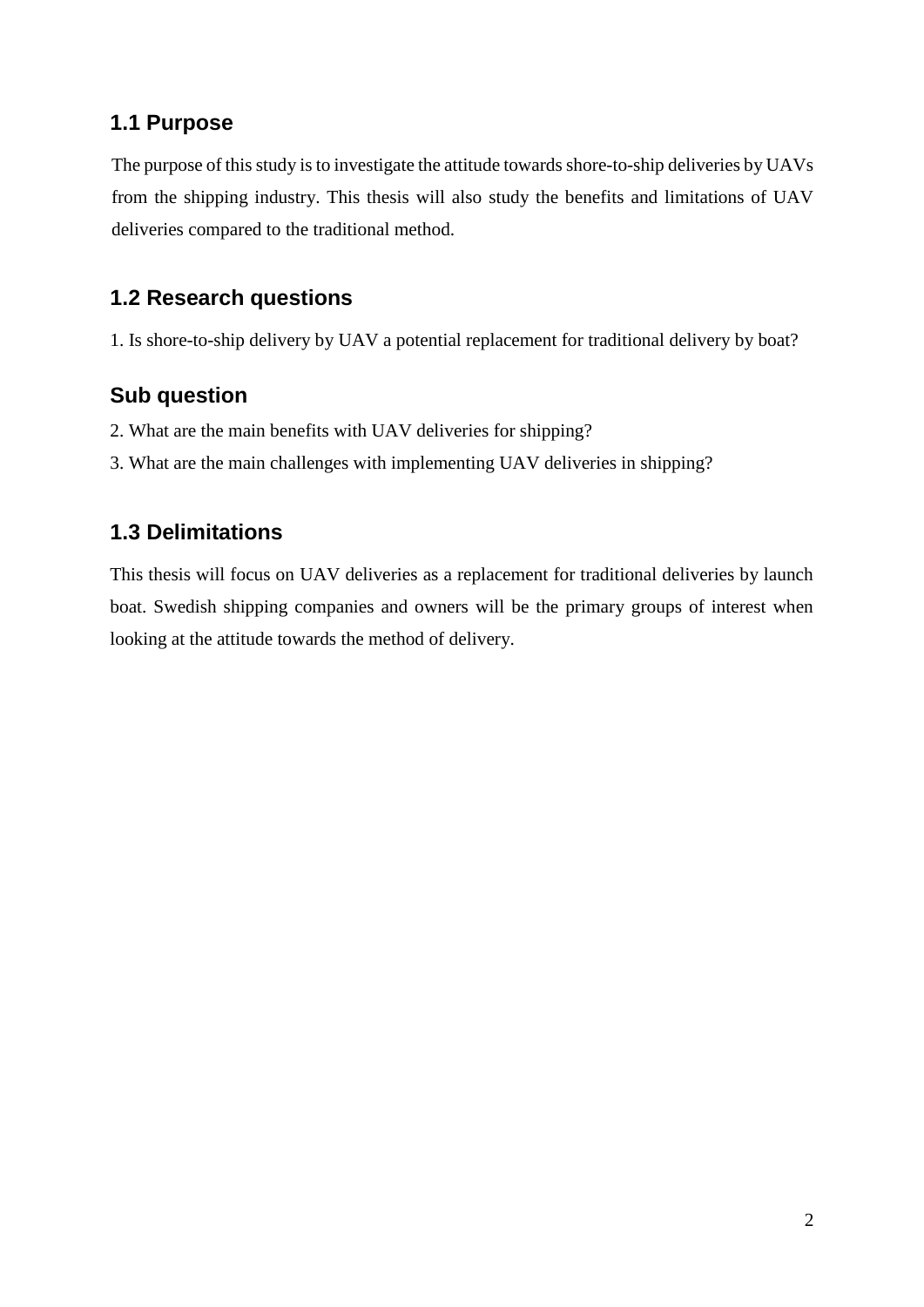## 1.1 Purpose

The purpose of this study is to investigate the attitude towards shore-to-ship deliveries by UAVs from the shipping industry. This thesis will also study the benefits and limitations of UAV deliveries compared to the traditional method.

## 1.2 Research questions

1. Is shore-to-ship delivery by UAV a potential replacement for traditional delivery by boat?

## Sub question

2. What are the main benefits with UAV deliveries for shipping?
3. What are the main challenges with implementing UAV deliveries in shipping?

## 1.3 Delimitations

This thesis will focus on UAV deliveries as a replacement for traditional deliveries by launch boat. Swedish shipping companies and owners will be the primary groups of interest when looking at the attitude towards the method of delivery.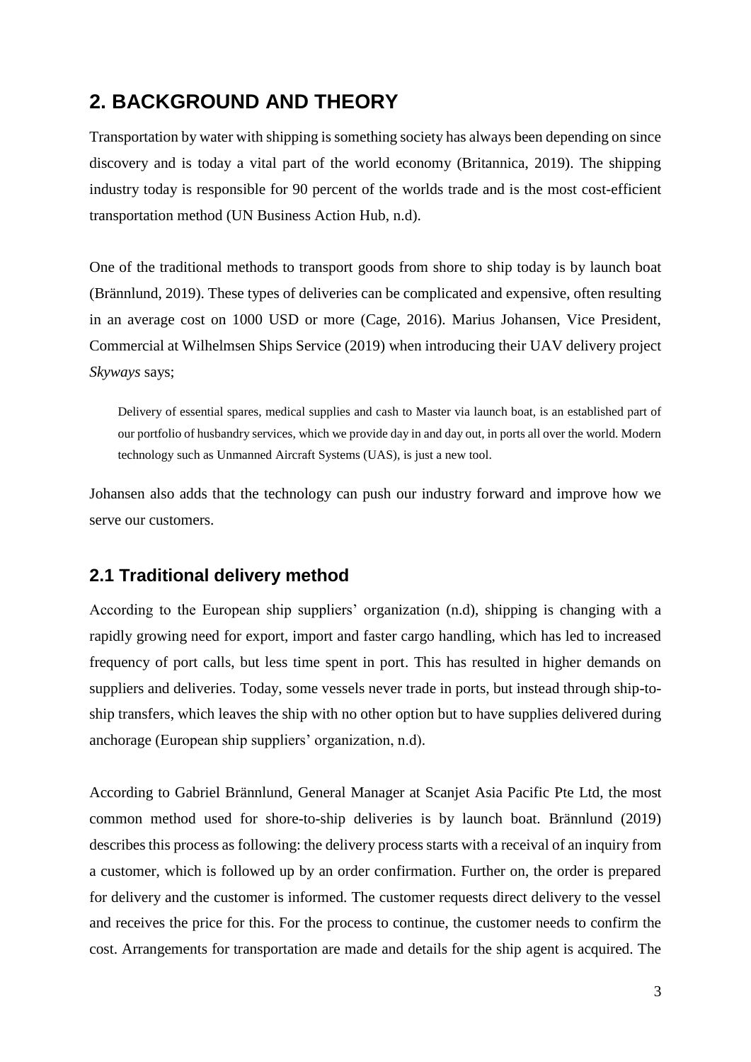# 2. BACKGROUND AND THEORY

Transportation by water with shipping is something society has always been depending on since discovery and is today a vital part of the world economy (Britannica, 2019). The shipping industry today is responsible for 90 percent of the worlds trade and is the most cost-efficient transportation method (UN Business Action Hub, n.d).

One of the traditional methods to transport goods from shore to ship today is by launch boat (Brännlund, 2019). These types of deliveries can be complicated and expensive, often resulting in an average cost on 1000 USD or more (Cage, 2016). Marius Johansen, Vice President, Commercial at Wilhelmsen Ships Service (2019) when introducing their UAV delivery project *Skyways* says;

> Delivery of essential spares, medical supplies and cash to Master via launch boat, is an established part of our portfolio of husbandry services, which we provide day in and day out, in ports all over the world. Modern technology such as Unmanned Aircraft Systems (UAS), is just a new tool.

Johansen also adds that the technology can push our industry forward and improve how we serve our customers.

## 2.1 Traditional delivery method

According to the European ship suppliers' organization (n.d), shipping is changing with a rapidly growing need for export, import and faster cargo handling, which has led to increased frequency of port calls, but less time spent in port. This has resulted in higher demands on suppliers and deliveries. Today, some vessels never trade in ports, but instead through ship-to-ship transfers, which leaves the ship with no other option but to have supplies delivered during anchorage (European ship suppliers' organization, n.d).

According to Gabriel Brännlund, General Manager at Scanjet Asia Pacific Pte Ltd, the most common method used for shore-to-ship deliveries is by launch boat. Brännlund (2019) describes this process as following: the delivery process starts with a receival of an inquiry from a customer, which is followed up by an order confirmation. Further on, the order is prepared for delivery and the customer is informed. The customer requests direct delivery to the vessel and receives the price for this. For the process to continue, the customer needs to confirm the cost. Arrangements for transportation are made and details for the ship agent is acquired. The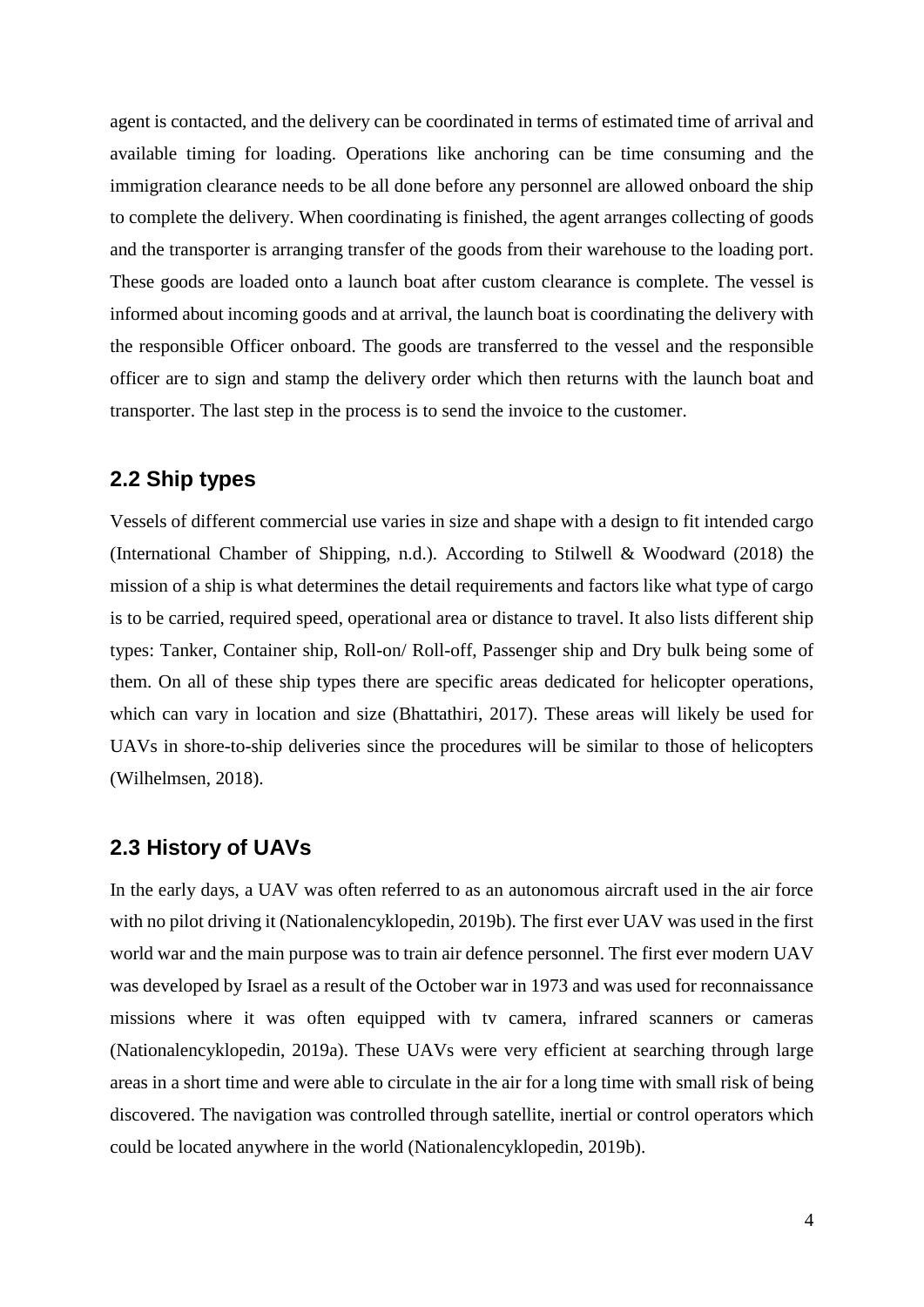agent is contacted, and the delivery can be coordinated in terms of estimated time of arrival and available timing for loading. Operations like anchoring can be time consuming and the immigration clearance needs to be all done before any personnel are allowed onboard the ship to complete the delivery. When coordinating is finished, the agent arranges collecting of goods and the transporter is arranging transfer of the goods from their warehouse to the loading port. These goods are loaded onto a launch boat after custom clearance is complete. The vessel is informed about incoming goods and at arrival, the launch boat is coordinating the delivery with the responsible Officer onboard. The goods are transferred to the vessel and the responsible officer are to sign and stamp the delivery order which then returns with the launch boat and transporter. The last step in the process is to send the invoice to the customer.

## 2.2 Ship types

Vessels of different commercial use varies in size and shape with a design to fit intended cargo (International Chamber of Shipping, n.d.). According to Stilwell & Woodward (2018) the mission of a ship is what determines the detail requirements and factors like what type of cargo is to be carried, required speed, operational area or distance to travel. It also lists different ship types: Tanker, Container ship, Roll-on/ Roll-off, Passenger ship and Dry bulk being some of them. On all of these ship types there are specific areas dedicated for helicopter operations, which can vary in location and size (Bhattathiri, 2017). These areas will likely be used for UAVs in shore-to-ship deliveries since the procedures will be similar to those of helicopters (Wilhelmsen, 2018).

## 2.3 History of UAVs

In the early days, a UAV was often referred to as an autonomous aircraft used in the air force with no pilot driving it (Nationalencyklopedin, 2019b). The first ever UAV was used in the first world war and the main purpose was to train air defence personnel. The first ever modern UAV was developed by Israel as a result of the October war in 1973 and was used for reconnaissance missions where it was often equipped with tv camera, infrared scanners or cameras (Nationalencyklopedin, 2019a). These UAVs were very efficient at searching through large areas in a short time and were able to circulate in the air for a long time with small risk of being discovered. The navigation was controlled through satellite, inertial or control operators which could be located anywhere in the world (Nationalencyklopedin, 2019b).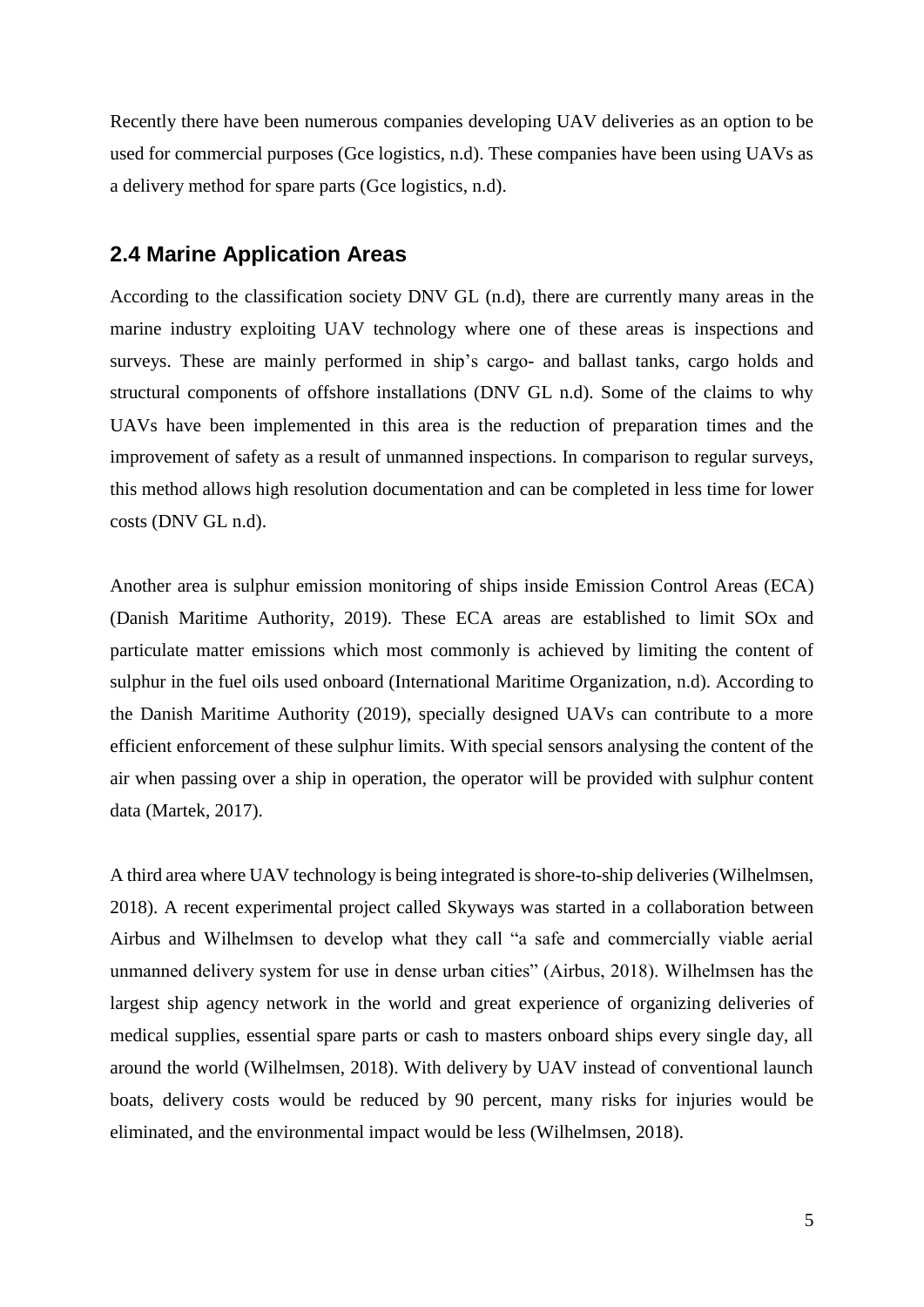Recently there have been numerous companies developing UAV deliveries as an option to be used for commercial purposes (Gce logistics, n.d). These companies have been using UAVs as a delivery method for spare parts (Gce logistics, n.d).

## 2.4 Marine Application Areas

According to the classification society DNV GL (n.d), there are currently many areas in the marine industry exploiting UAV technology where one of these areas is inspections and surveys. These are mainly performed in ship's cargo- and ballast tanks, cargo holds and structural components of offshore installations (DNV GL n.d). Some of the claims to why UAVs have been implemented in this area is the reduction of preparation times and the improvement of safety as a result of unmanned inspections. In comparison to regular surveys, this method allows high resolution documentation and can be completed in less time for lower costs (DNV GL n.d).

Another area is sulphur emission monitoring of ships inside Emission Control Areas (ECA) (Danish Maritime Authority, 2019). These ECA areas are established to limit SOx and particulate matter emissions which most commonly is achieved by limiting the content of sulphur in the fuel oils used onboard (International Maritime Organization, n.d). According to the Danish Maritime Authority (2019), specially designed UAVs can contribute to a more efficient enforcement of these sulphur limits. With special sensors analysing the content of the air when passing over a ship in operation, the operator will be provided with sulphur content data (Martek, 2017).

A third area where UAV technology is being integrated is shore-to-ship deliveries (Wilhelmsen, 2018). A recent experimental project called Skyways was started in a collaboration between Airbus and Wilhelmsen to develop what they call "a safe and commercially viable aerial unmanned delivery system for use in dense urban cities" (Airbus, 2018). Wilhelmsen has the largest ship agency network in the world and great experience of organizing deliveries of medical supplies, essential spare parts or cash to masters onboard ships every single day, all around the world (Wilhelmsen, 2018). With delivery by UAV instead of conventional launch boats, delivery costs would be reduced by 90 percent, many risks for injuries would be eliminated, and the environmental impact would be less (Wilhelmsen, 2018).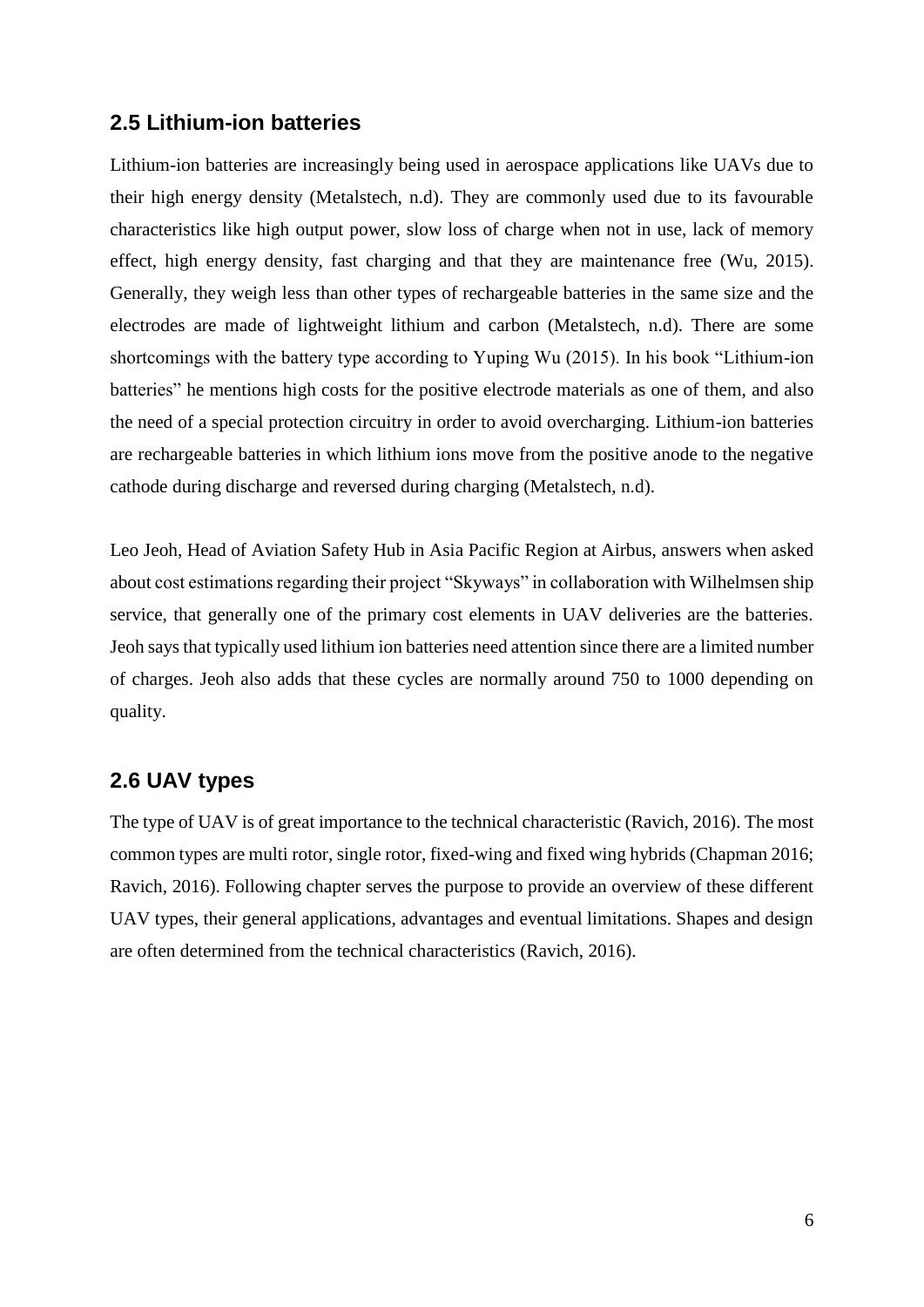## 2.5 Lithium-ion batteries

Lithium-ion batteries are increasingly being used in aerospace applications like UAVs due to their high energy density (Metalstech, n.d). They are commonly used due to its favourable characteristics like high output power, slow loss of charge when not in use, lack of memory effect, high energy density, fast charging and that they are maintenance free (Wu, 2015). Generally, they weigh less than other types of rechargeable batteries in the same size and the electrodes are made of lightweight lithium and carbon (Metalstech, n.d). There are some shortcomings with the battery type according to Yuping Wu (2015). In his book "Lithium-ion batteries" he mentions high costs for the positive electrode materials as one of them, and also the need of a special protection circuitry in order to avoid overcharging. Lithium-ion batteries are rechargeable batteries in which lithium ions move from the positive anode to the negative cathode during discharge and reversed during charging (Metalstech, n.d).

Leo Jeoh, Head of Aviation Safety Hub in Asia Pacific Region at Airbus, answers when asked about cost estimations regarding their project "Skyways" in collaboration with Wilhelmsen ship service, that generally one of the primary cost elements in UAV deliveries are the batteries. Jeoh says that typically used lithium ion batteries need attention since there are a limited number of charges. Jeoh also adds that these cycles are normally around 750 to 1000 depending on quality.

## 2.6 UAV types

The type of UAV is of great importance to the technical characteristic (Ravich, 2016). The most common types are multi rotor, single rotor, fixed-wing and fixed wing hybrids (Chapman 2016; Ravich, 2016). Following chapter serves the purpose to provide an overview of these different UAV types, their general applications, advantages and eventual limitations. Shapes and design are often determined from the technical characteristics (Ravich, 2016).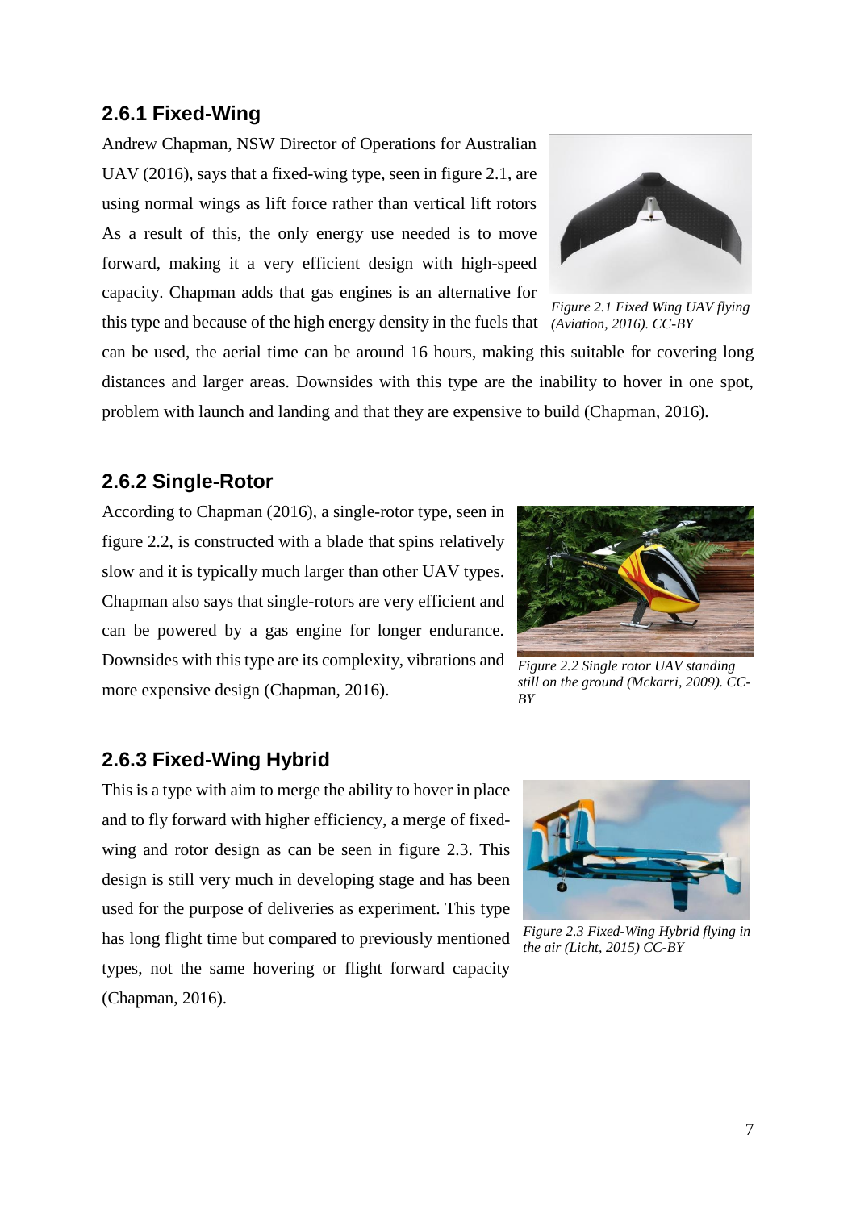### 2.6.1 Fixed-Wing

Andrew Chapman, NSW Director of Operations for Australian UAV (2016), says that a fixed-wing type, seen in figure 2.1, are using normal wings as lift force rather than vertical lift rotors As a result of this, the only energy use needed is to move forward, making it a very efficient design with high-speed capacity. Chapman adds that gas engines is an alternative for this type and because of the high energy density in the fuels that can be used, the aerial time can be around 16 hours, making this suitable for covering long distances and larger areas. Downsides with this type are the inability to hover in one spot, problem with launch and landing and that they are expensive to build (Chapman, 2016).

*Figure 2.1 Fixed Wing UAV flying (Aviation, 2016). CC-BY*

### 2.6.2 Single-Rotor

According to Chapman (2016), a single-rotor type, seen in figure 2.2, is constructed with a blade that spins relatively slow and it is typically much larger than other UAV types. Chapman also says that single-rotors are very efficient and can be powered by a gas engine for longer endurance. Downsides with this type are its complexity, vibrations and more expensive design (Chapman, 2016).

*Figure 2.2 Single rotor UAV standing still on the ground (Mckarri, 2009). CC-BY*

### 2.6.3 Fixed-Wing Hybrid

This is a type with aim to merge the ability to hover in place and to fly forward with higher efficiency, a merge of fixed-wing and rotor design as can be seen in figure 2.3. This design is still very much in developing stage and has been used for the purpose of deliveries as experiment. This type has long flight time but compared to previously mentioned types, not the same hovering or flight forward capacity (Chapman, 2016).

*Figure 2.3 Fixed-Wing Hybrid flying in the air (Licht, 2015) CC-BY*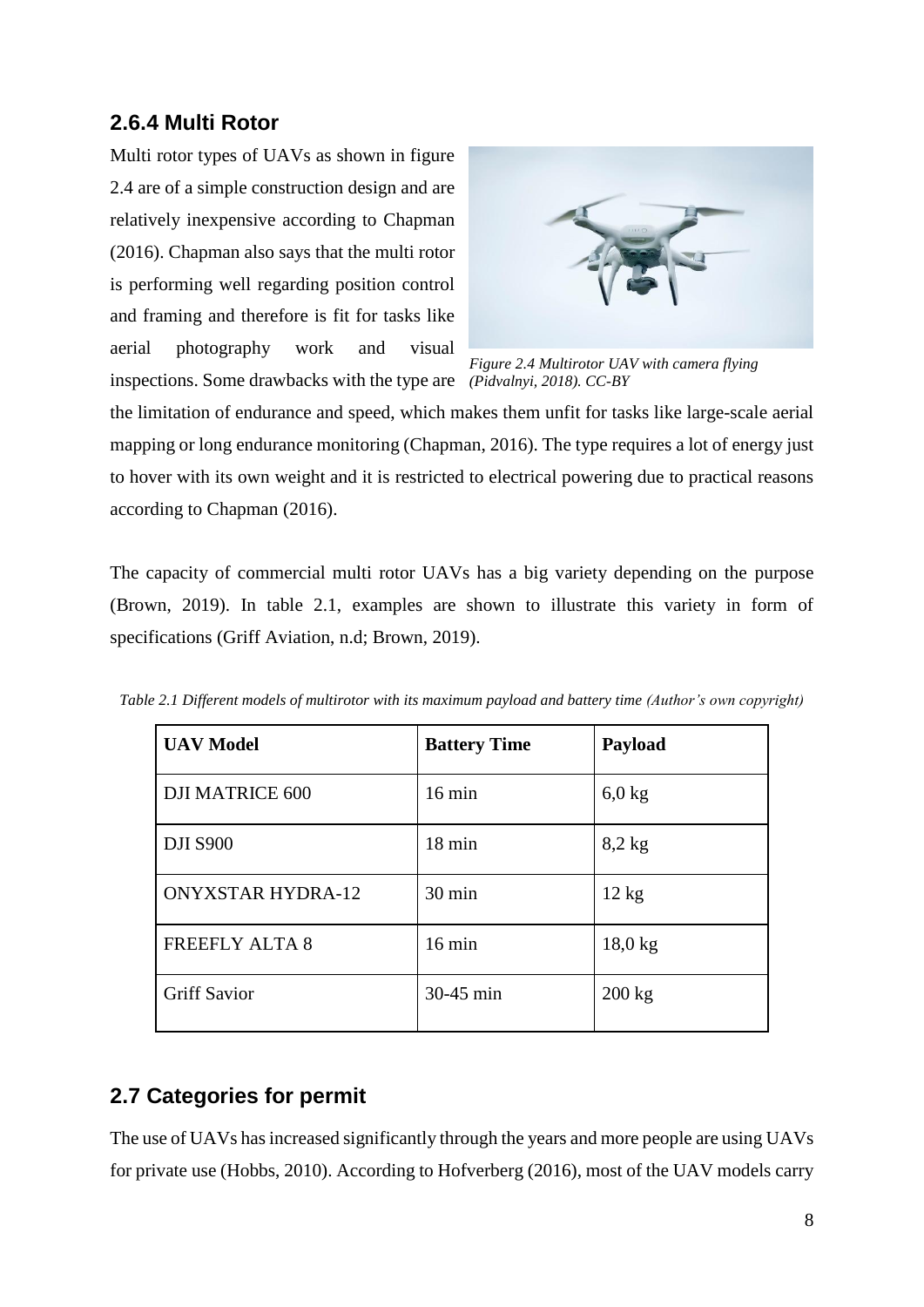### 2.6.4 Multi Rotor

Multi rotor types of UAVs as shown in figure 2.4 are of a simple construction design and are relatively inexpensive according to Chapman (2016). Chapman also says that the multi rotor is performing well regarding position control and framing and therefore is fit for tasks like aerial photography work and visual inspections. Some drawbacks with the type are the limitation of endurance and speed, which makes them unfit for tasks like large-scale aerial mapping or long endurance monitoring (Chapman, 2016). The type requires a lot of energy just to hover with its own weight and it is restricted to electrical powering due to practical reasons according to Chapman (2016).

*Figure 2.4 Multirotor UAV with camera flying (Pidvalnyi, 2018). CC-BY*

The capacity of commercial multi rotor UAVs has a big variety depending on the purpose (Brown, 2019). In table 2.1, examples are shown to illustrate this variety in form of specifications (Griff Aviation, n.d; Brown, 2019).

*Table 2.1 Different models of multirotor with its maximum payload and battery time (Author's own copyright)*

| **UAV Model** | **Battery Time** | **Payload** |
|---|---|---|
| DJI MATRICE 600 | 16 min | 6,0 kg |
| DJI S900 | 18 min | 8,2 kg |
| ONYXSTAR HYDRA-12 | 30 min | 12 kg |
| FREEFLY ALTA 8 | 16 min | 18,0 kg |
| Griff Savior | 30-45 min | 200 kg |

## 2.7 Categories for permit

The use of UAVs has increased significantly through the years and more people are using UAVs for private use (Hobbs, 2010). According to Hofverberg (2016), most of the UAV models carry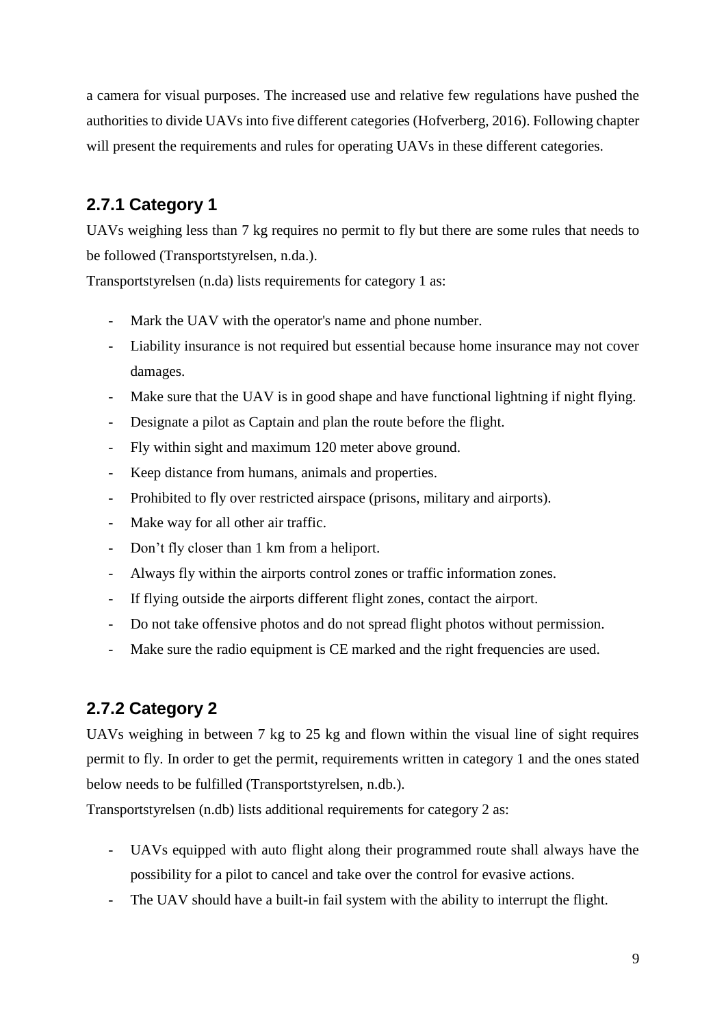a camera for visual purposes. The increased use and relative few regulations have pushed the authorities to divide UAVs into five different categories (Hofverberg, 2016). Following chapter will present the requirements and rules for operating UAVs in these different categories.

### 2.7.1 Category 1

UAVs weighing less than 7 kg requires no permit to fly but there are some rules that needs to be followed (Transportstyrelsen, n.da.).

Transportstyrelsen (n.da) lists requirements for category 1 as:

- Mark the UAV with the operator's name and phone number.
- Liability insurance is not required but essential because home insurance may not cover damages.
- Make sure that the UAV is in good shape and have functional lightning if night flying.
- Designate a pilot as Captain and plan the route before the flight.
- Fly within sight and maximum 120 meter above ground.
- Keep distance from humans, animals and properties.
- Prohibited to fly over restricted airspace (prisons, military and airports).
- Make way for all other air traffic.
- Don't fly closer than 1 km from a heliport.
- Always fly within the airports control zones or traffic information zones.
- If flying outside the airports different flight zones, contact the airport.
- Do not take offensive photos and do not spread flight photos without permission.
- Make sure the radio equipment is CE marked and the right frequencies are used.

### 2.7.2 Category 2

UAVs weighing in between 7 kg to 25 kg and flown within the visual line of sight requires permit to fly. In order to get the permit, requirements written in category 1 and the ones stated below needs to be fulfilled (Transportstyrelsen, n.db.).

Transportstyrelsen (n.db) lists additional requirements for category 2 as:

- UAVs equipped with auto flight along their programmed route shall always have the possibility for a pilot to cancel and take over the control for evasive actions.
- The UAV should have a built-in fail system with the ability to interrupt the flight.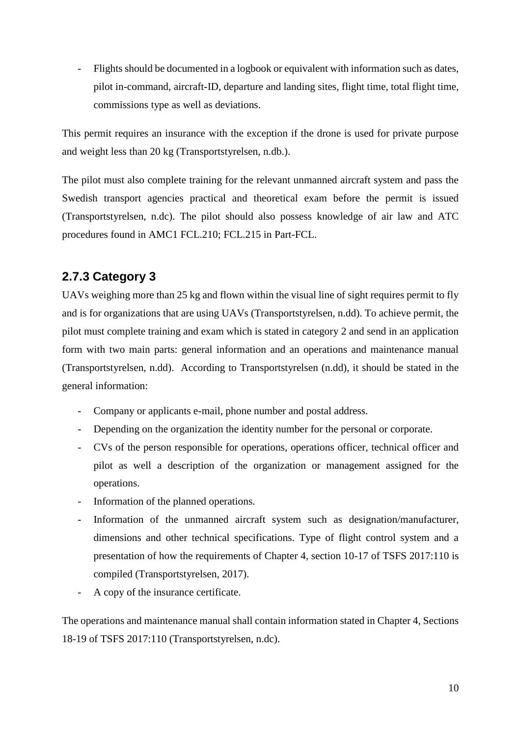- Flights should be documented in a logbook or equivalent with information such as dates, pilot in-command, aircraft-ID, departure and landing sites, flight time, total flight time, commissions type as well as deviations.

This permit requires an insurance with the exception if the drone is used for private purpose and weight less than 20 kg (Transportstyrelsen, n.db.).

The pilot must also complete training for the relevant unmanned aircraft system and pass the Swedish transport agencies practical and theoretical exam before the permit is issued (Transportstyrelsen, n.dc). The pilot should also possess knowledge of air law and ATC procedures found in AMC1 FCL.210; FCL.215 in Part-FCL.

### 2.7.3 Category 3

UAVs weighing more than 25 kg and flown within the visual line of sight requires permit to fly and is for organizations that are using UAVs (Transportstyrelsen, n.dd). To achieve permit, the pilot must complete training and exam which is stated in category 2 and send in an application form with two main parts: general information and an operations and maintenance manual (Transportstyrelsen, n.dd). According to Transportstyrelsen (n.dd), it should be stated in the general information:

- Company or applicants e-mail, phone number and postal address.
- Depending on the organization the identity number for the personal or corporate.
- CVs of the person responsible for operations, operations officer, technical officer and pilot as well a description of the organization or management assigned for the operations.
- Information of the planned operations.
- Information of the unmanned aircraft system such as designation/manufacturer, dimensions and other technical specifications. Type of flight control system and a presentation of how the requirements of Chapter 4, section 10-17 of TSFS 2017:110 is compiled (Transportstyrelsen, 2017).
- A copy of the insurance certificate.

The operations and maintenance manual shall contain information stated in Chapter 4, Sections 18-19 of TSFS 2017:110 (Transportstyrelsen, n.dc).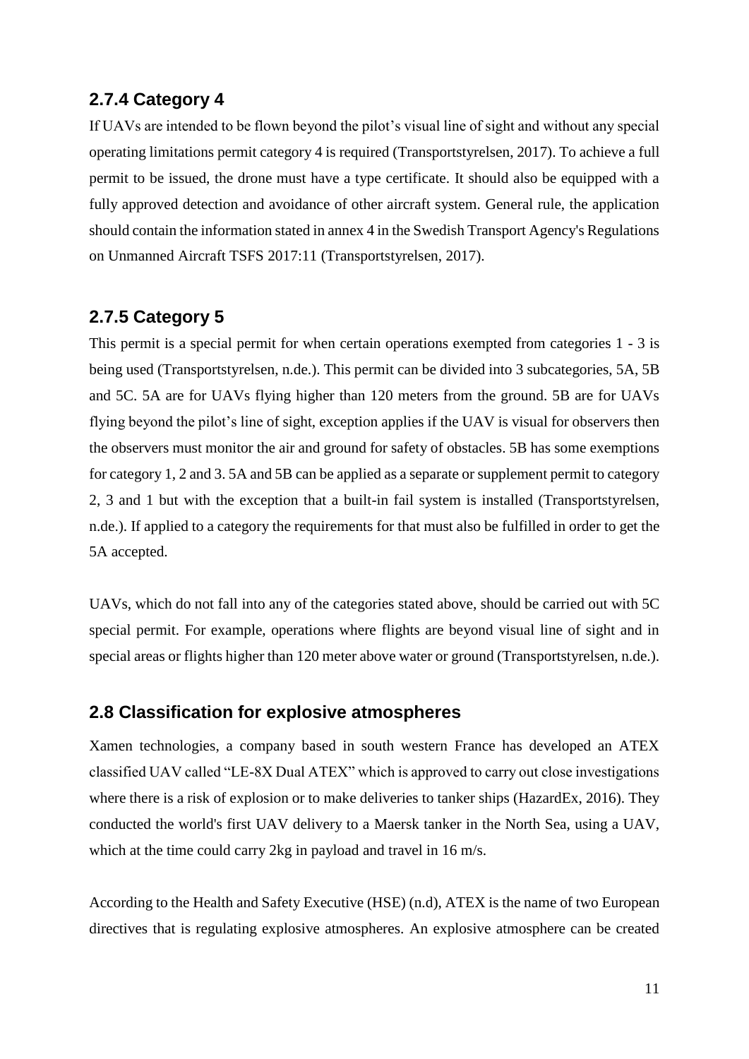### 2.7.4 Category 4

If UAVs are intended to be flown beyond the pilot's visual line of sight and without any special operating limitations permit category 4 is required (Transportstyrelsen, 2017). To achieve a full permit to be issued, the drone must have a type certificate. It should also be equipped with a fully approved detection and avoidance of other aircraft system. General rule, the application should contain the information stated in annex 4 in the Swedish Transport Agency's Regulations on Unmanned Aircraft TSFS 2017:11 (Transportstyrelsen, 2017).

### 2.7.5 Category 5

This permit is a special permit for when certain operations exempted from categories 1 - 3 is being used (Transportstyrelsen, n.de.). This permit can be divided into 3 subcategories, 5A, 5B and 5C. 5A are for UAVs flying higher than 120 meters from the ground. 5B are for UAVs flying beyond the pilot's line of sight, exception applies if the UAV is visual for observers then the observers must monitor the air and ground for safety of obstacles. 5B has some exemptions for category 1, 2 and 3. 5A and 5B can be applied as a separate or supplement permit to category 2, 3 and 1 but with the exception that a built-in fail system is installed (Transportstyrelsen, n.de.). If applied to a category the requirements for that must also be fulfilled in order to get the 5A accepted.

UAVs, which do not fall into any of the categories stated above, should be carried out with 5C special permit. For example, operations where flights are beyond visual line of sight and in special areas or flights higher than 120 meter above water or ground (Transportstyrelsen, n.de.).

## 2.8 Classification for explosive atmospheres

Xamen technologies, a company based in south western France has developed an ATEX classified UAV called "LE-8X Dual ATEX" which is approved to carry out close investigations where there is a risk of explosion or to make deliveries to tanker ships (HazardEx, 2016). They conducted the world's first UAV delivery to a Maersk tanker in the North Sea, using a UAV, which at the time could carry 2kg in payload and travel in 16 m/s.

According to the Health and Safety Executive (HSE) (n.d), ATEX is the name of two European directives that is regulating explosive atmospheres. An explosive atmosphere can be created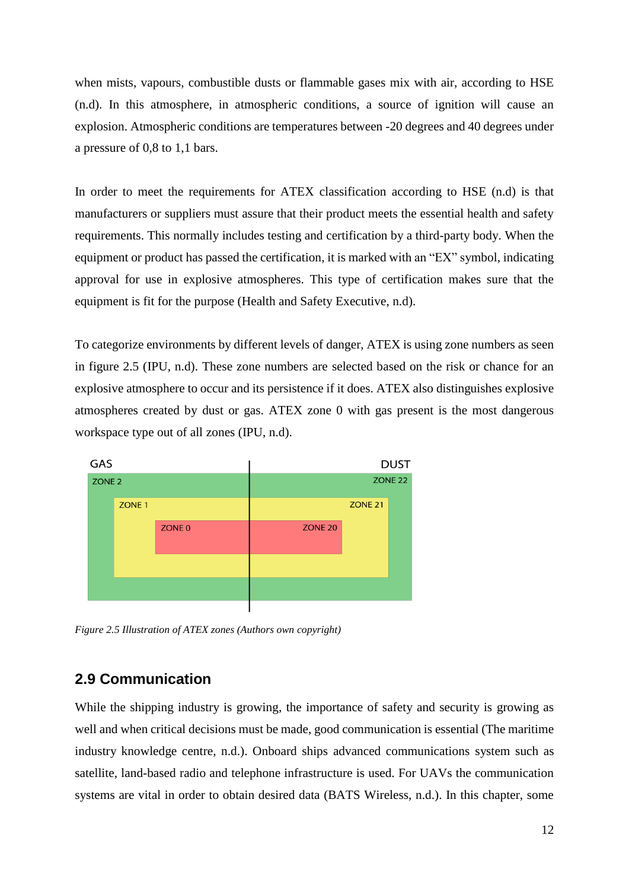when mists, vapours, combustible dusts or flammable gases mix with air, according to HSE (n.d). In this atmosphere, in atmospheric conditions, a source of ignition will cause an explosion. Atmospheric conditions are temperatures between -20 degrees and 40 degrees under a pressure of 0,8 to 1,1 bars.

In order to meet the requirements for ATEX classification according to HSE (n.d) is that manufacturers or suppliers must assure that their product meets the essential health and safety requirements. This normally includes testing and certification by a third-party body. When the equipment or product has passed the certification, it is marked with an "EX" symbol, indicating approval for use in explosive atmospheres. This type of certification makes sure that the equipment is fit for the purpose (Health and Safety Executive, n.d).

To categorize environments by different levels of danger, ATEX is using zone numbers as seen in figure 2.5 (IPU, n.d). These zone numbers are selected based on the risk or chance for an explosive atmosphere to occur and its persistence if it does. ATEX also distinguishes explosive atmospheres created by dust or gas. ATEX zone 0 with gas present is the most dangerous workspace type out of all zones (IPU, n.d).

GAS | DUST

ZONE 2 | ZONE 22

ZONE 1 | ZONE 21

ZONE 0 | ZONE 20

*Figure 2.5 Illustration of ATEX zones (Authors own copyright)*

## 2.9 Communication

While the shipping industry is growing, the importance of safety and security is growing as well and when critical decisions must be made, good communication is essential (The maritime industry knowledge centre, n.d.). Onboard ships advanced communications system such as satellite, land-based radio and telephone infrastructure is used. For UAVs the communication systems are vital in order to obtain desired data (BATS Wireless, n.d.). In this chapter, some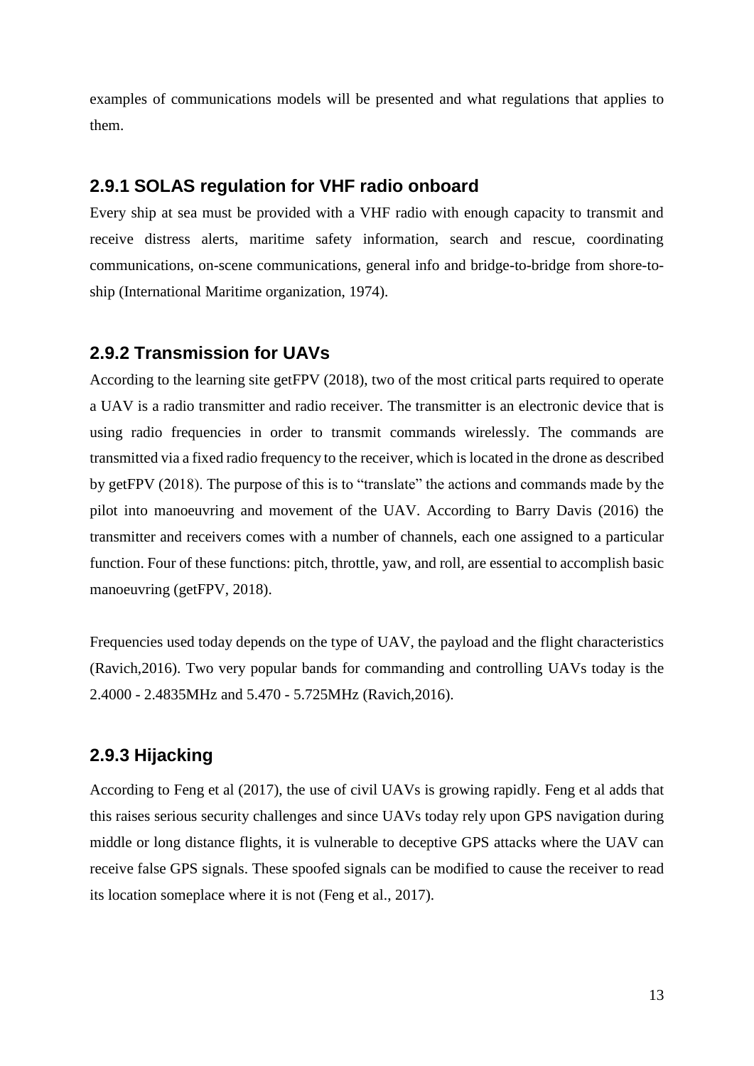examples of communications models will be presented and what regulations that applies to them.

### 2.9.1 SOLAS regulation for VHF radio onboard

Every ship at sea must be provided with a VHF radio with enough capacity to transmit and receive distress alerts, maritime safety information, search and rescue, coordinating communications, on-scene communications, general info and bridge-to-bridge from shore-to-ship (International Maritime organization, 1974).

### 2.9.2 Transmission for UAVs

According to the learning site getFPV (2018), two of the most critical parts required to operate a UAV is a radio transmitter and radio receiver. The transmitter is an electronic device that is using radio frequencies in order to transmit commands wirelessly. The commands are transmitted via a fixed radio frequency to the receiver, which is located in the drone as described by getFPV (2018). The purpose of this is to "translate" the actions and commands made by the pilot into manoeuvring and movement of the UAV. According to Barry Davis (2016) the transmitter and receivers comes with a number of channels, each one assigned to a particular function. Four of these functions: pitch, throttle, yaw, and roll, are essential to accomplish basic manoeuvring (getFPV, 2018).

Frequencies used today depends on the type of UAV, the payload and the flight characteristics (Ravich,2016). Two very popular bands for commanding and controlling UAVs today is the 2.4000 - 2.4835MHz and 5.470 - 5.725MHz (Ravich,2016).

### 2.9.3 Hijacking

According to Feng et al (2017), the use of civil UAVs is growing rapidly. Feng et al adds that this raises serious security challenges and since UAVs today rely upon GPS navigation during middle or long distance flights, it is vulnerable to deceptive GPS attacks where the UAV can receive false GPS signals. These spoofed signals can be modified to cause the receiver to read its location someplace where it is not (Feng et al., 2017).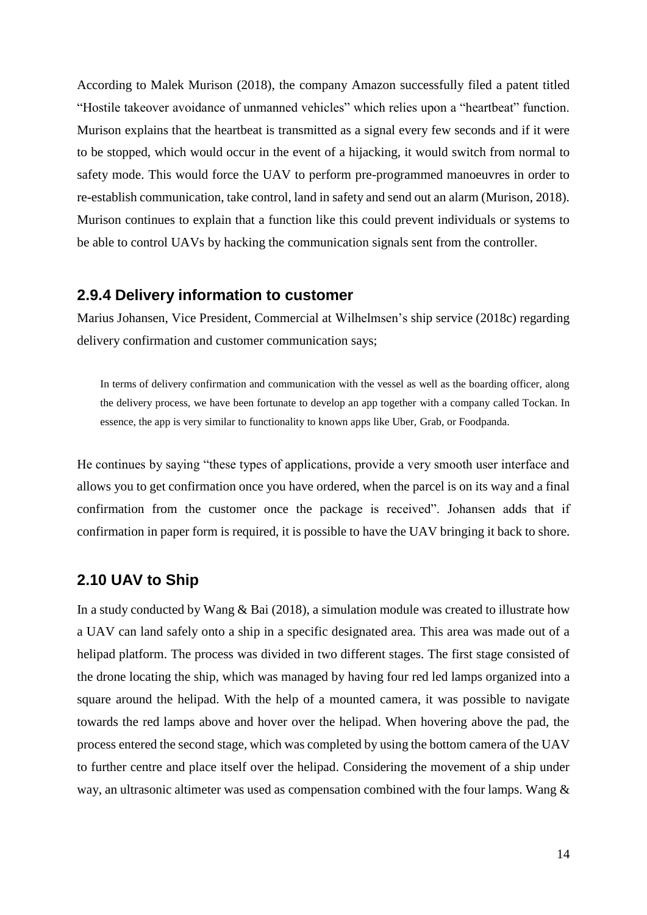According to Malek Murison (2018), the company Amazon successfully filed a patent titled "Hostile takeover avoidance of unmanned vehicles" which relies upon a "heartbeat" function. Murison explains that the heartbeat is transmitted as a signal every few seconds and if it were to be stopped, which would occur in the event of a hijacking, it would switch from normal to safety mode. This would force the UAV to perform pre-programmed manoeuvres in order to re-establish communication, take control, land in safety and send out an alarm (Murison, 2018). Murison continues to explain that a function like this could prevent individuals or systems to be able to control UAVs by hacking the communication signals sent from the controller.

### 2.9.4 Delivery information to customer

Marius Johansen, Vice President, Commercial at Wilhelmsen's ship service (2018c) regarding delivery confirmation and customer communication says;

> In terms of delivery confirmation and communication with the vessel as well as the boarding officer, along the delivery process, we have been fortunate to develop an app together with a company called Tockan. In essence, the app is very similar to functionality to known apps like Uber, Grab, or Foodpanda.

He continues by saying "these types of applications, provide a very smooth user interface and allows you to get confirmation once you have ordered, when the parcel is on its way and a final confirmation from the customer once the package is received". Johansen adds that if confirmation in paper form is required, it is possible to have the UAV bringing it back to shore.

## 2.10 UAV to Ship

In a study conducted by Wang & Bai (2018), a simulation module was created to illustrate how a UAV can land safely onto a ship in a specific designated area. This area was made out of a helipad platform. The process was divided in two different stages. The first stage consisted of the drone locating the ship, which was managed by having four red led lamps organized into a square around the helipad. With the help of a mounted camera, it was possible to navigate towards the red lamps above and hover over the helipad. When hovering above the pad, the process entered the second stage, which was completed by using the bottom camera of the UAV to further centre and place itself over the helipad. Considering the movement of a ship under way, an ultrasonic altimeter was used as compensation combined with the four lamps. Wang &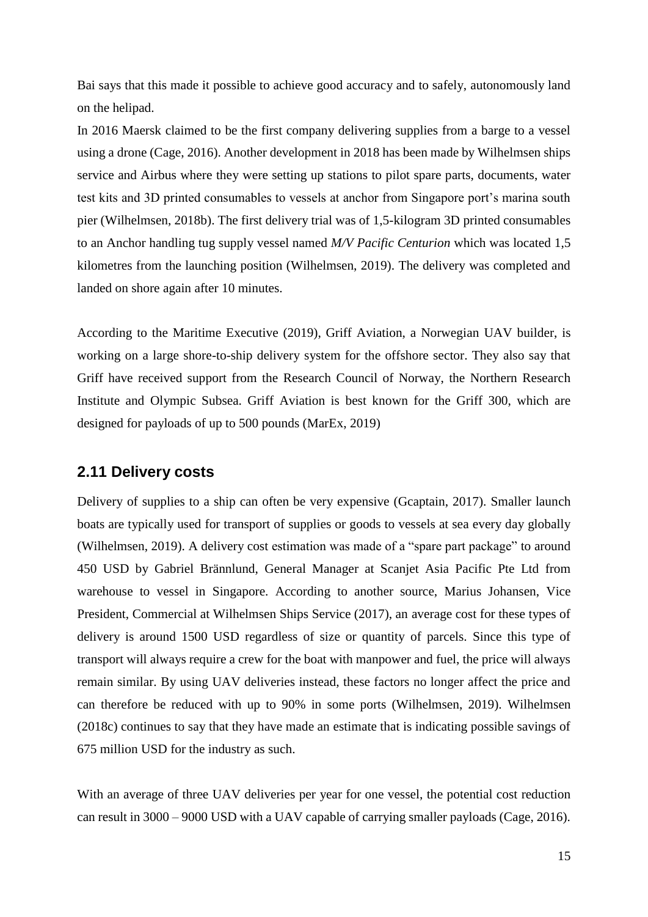Bai says that this made it possible to achieve good accuracy and to safely, autonomously land on the helipad.

In 2016 Maersk claimed to be the first company delivering supplies from a barge to a vessel using a drone (Cage, 2016). Another development in 2018 has been made by Wilhelmsen ships service and Airbus where they were setting up stations to pilot spare parts, documents, water test kits and 3D printed consumables to vessels at anchor from Singapore port's marina south pier (Wilhelmsen, 2018b). The first delivery trial was of 1,5-kilogram 3D printed consumables to an Anchor handling tug supply vessel named *M/V Pacific Centurion* which was located 1,5 kilometres from the launching position (Wilhelmsen, 2019). The delivery was completed and landed on shore again after 10 minutes.

According to the Maritime Executive (2019), Griff Aviation, a Norwegian UAV builder, is working on a large shore-to-ship delivery system for the offshore sector. They also say that Griff have received support from the Research Council of Norway, the Northern Research Institute and Olympic Subsea. Griff Aviation is best known for the Griff 300, which are designed for payloads of up to 500 pounds (MarEx, 2019)

## 2.11 Delivery costs

Delivery of supplies to a ship can often be very expensive (Gcaptain, 2017). Smaller launch boats are typically used for transport of supplies or goods to vessels at sea every day globally (Wilhelmsen, 2019). A delivery cost estimation was made of a "spare part package" to around 450 USD by Gabriel Brännlund, General Manager at Scanjet Asia Pacific Pte Ltd from warehouse to vessel in Singapore. According to another source, Marius Johansen, Vice President, Commercial at Wilhelmsen Ships Service (2017), an average cost for these types of delivery is around 1500 USD regardless of size or quantity of parcels. Since this type of transport will always require a crew for the boat with manpower and fuel, the price will always remain similar. By using UAV deliveries instead, these factors no longer affect the price and can therefore be reduced with up to 90% in some ports (Wilhelmsen, 2019). Wilhelmsen (2018c) continues to say that they have made an estimate that is indicating possible savings of 675 million USD for the industry as such.

With an average of three UAV deliveries per year for one vessel, the potential cost reduction can result in 3000 – 9000 USD with a UAV capable of carrying smaller payloads (Cage, 2016).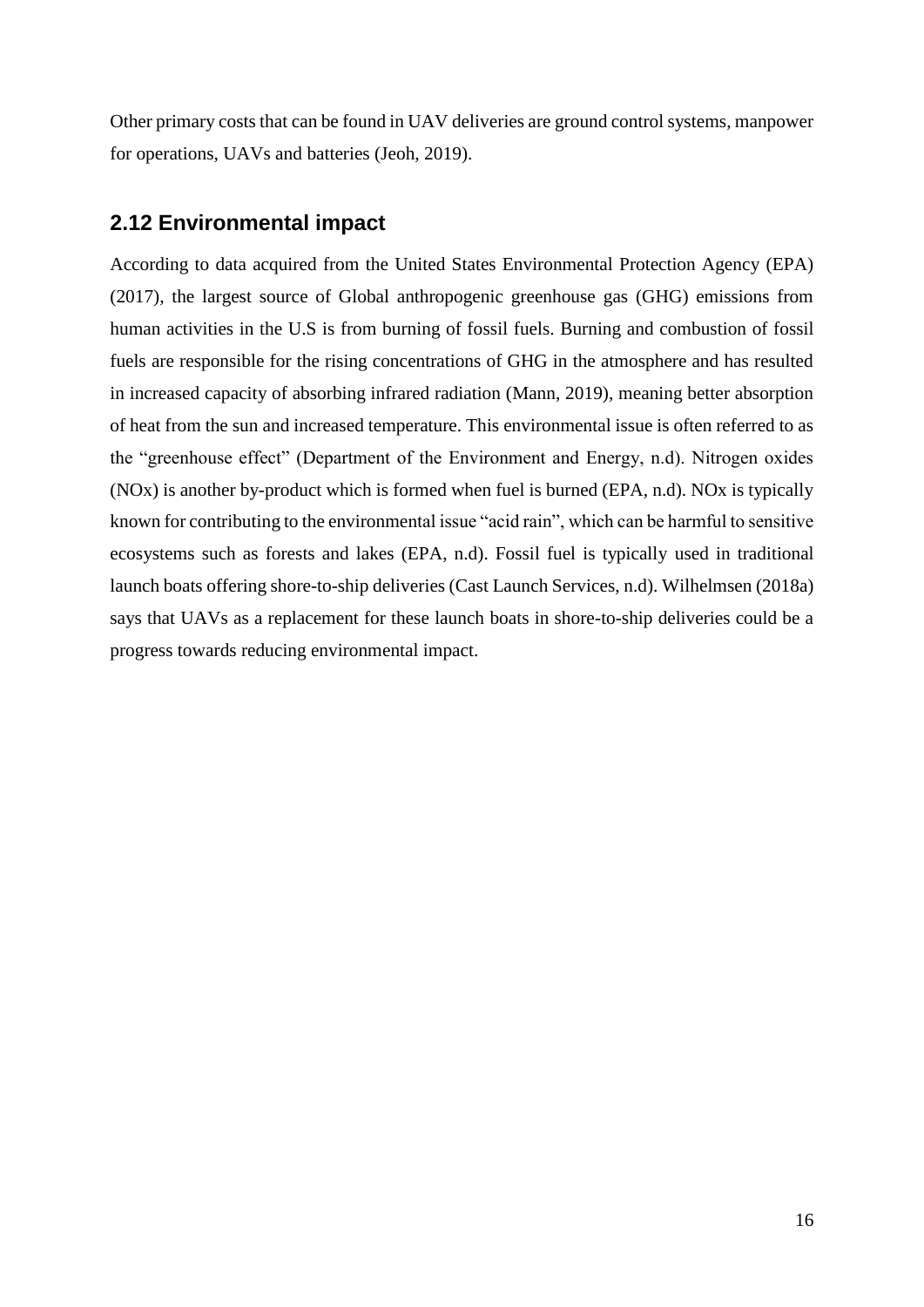Other primary costs that can be found in UAV deliveries are ground control systems, manpower for operations, UAVs and batteries (Jeoh, 2019).

## 2.12 Environmental impact

According to data acquired from the United States Environmental Protection Agency (EPA) (2017), the largest source of Global anthropogenic greenhouse gas (GHG) emissions from human activities in the U.S is from burning of fossil fuels. Burning and combustion of fossil fuels are responsible for the rising concentrations of GHG in the atmosphere and has resulted in increased capacity of absorbing infrared radiation (Mann, 2019), meaning better absorption of heat from the sun and increased temperature. This environmental issue is often referred to as the "greenhouse effect" (Department of the Environment and Energy, n.d). Nitrogen oxides (NOx) is another by-product which is formed when fuel is burned (EPA, n.d). NOx is typically known for contributing to the environmental issue "acid rain", which can be harmful to sensitive ecosystems such as forests and lakes (EPA, n.d). Fossil fuel is typically used in traditional launch boats offering shore-to-ship deliveries (Cast Launch Services, n.d). Wilhelmsen (2018a) says that UAVs as a replacement for these launch boats in shore-to-ship deliveries could be a progress towards reducing environmental impact.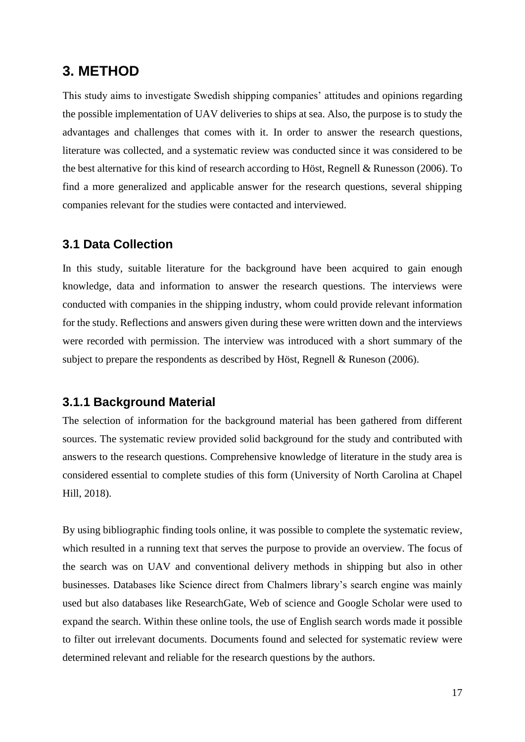# 3. METHOD

This study aims to investigate Swedish shipping companies' attitudes and opinions regarding the possible implementation of UAV deliveries to ships at sea. Also, the purpose is to study the advantages and challenges that comes with it. In order to answer the research questions, literature was collected, and a systematic review was conducted since it was considered to be the best alternative for this kind of research according to Höst, Regnell & Runesson (2006). To find a more generalized and applicable answer for the research questions, several shipping companies relevant for the studies were contacted and interviewed.

## 3.1 Data Collection

In this study, suitable literature for the background have been acquired to gain enough knowledge, data and information to answer the research questions. The interviews were conducted with companies in the shipping industry, whom could provide relevant information for the study. Reflections and answers given during these were written down and the interviews were recorded with permission. The interview was introduced with a short summary of the subject to prepare the respondents as described by Höst, Regnell & Runeson (2006).

### 3.1.1 Background Material

The selection of information for the background material has been gathered from different sources. The systematic review provided solid background for the study and contributed with answers to the research questions. Comprehensive knowledge of literature in the study area is considered essential to complete studies of this form (University of North Carolina at Chapel Hill, 2018).

By using bibliographic finding tools online, it was possible to complete the systematic review, which resulted in a running text that serves the purpose to provide an overview. The focus of the search was on UAV and conventional delivery methods in shipping but also in other businesses. Databases like Science direct from Chalmers library's search engine was mainly used but also databases like ResearchGate, Web of science and Google Scholar were used to expand the search. Within these online tools, the use of English search words made it possible to filter out irrelevant documents. Documents found and selected for systematic review were determined relevant and reliable for the research questions by the authors.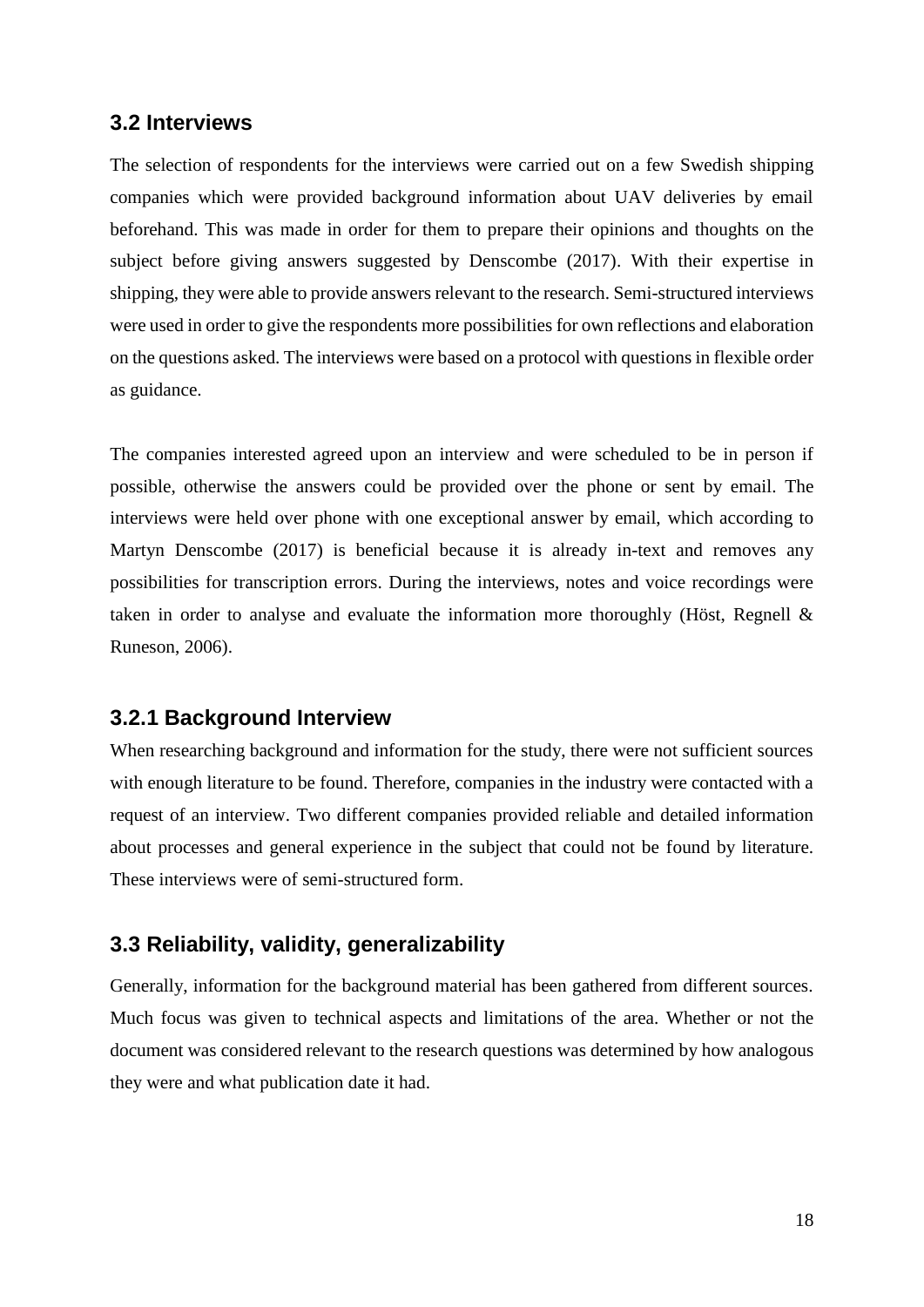## 3.2 Interviews

The selection of respondents for the interviews were carried out on a few Swedish shipping companies which were provided background information about UAV deliveries by email beforehand. This was made in order for them to prepare their opinions and thoughts on the subject before giving answers suggested by Denscombe (2017). With their expertise in shipping, they were able to provide answers relevant to the research. Semi-structured interviews were used in order to give the respondents more possibilities for own reflections and elaboration on the questions asked. The interviews were based on a protocol with questions in flexible order as guidance.

The companies interested agreed upon an interview and were scheduled to be in person if possible, otherwise the answers could be provided over the phone or sent by email. The interviews were held over phone with one exceptional answer by email, which according to Martyn Denscombe (2017) is beneficial because it is already in-text and removes any possibilities for transcription errors. During the interviews, notes and voice recordings were taken in order to analyse and evaluate the information more thoroughly (Höst, Regnell & Runeson, 2006).

### 3.2.1 Background Interview

When researching background and information for the study, there were not sufficient sources with enough literature to be found. Therefore, companies in the industry were contacted with a request of an interview. Two different companies provided reliable and detailed information about processes and general experience in the subject that could not be found by literature. These interviews were of semi-structured form.

## 3.3 Reliability, validity, generalizability

Generally, information for the background material has been gathered from different sources. Much focus was given to technical aspects and limitations of the area. Whether or not the document was considered relevant to the research questions was determined by how analogous they were and what publication date it had.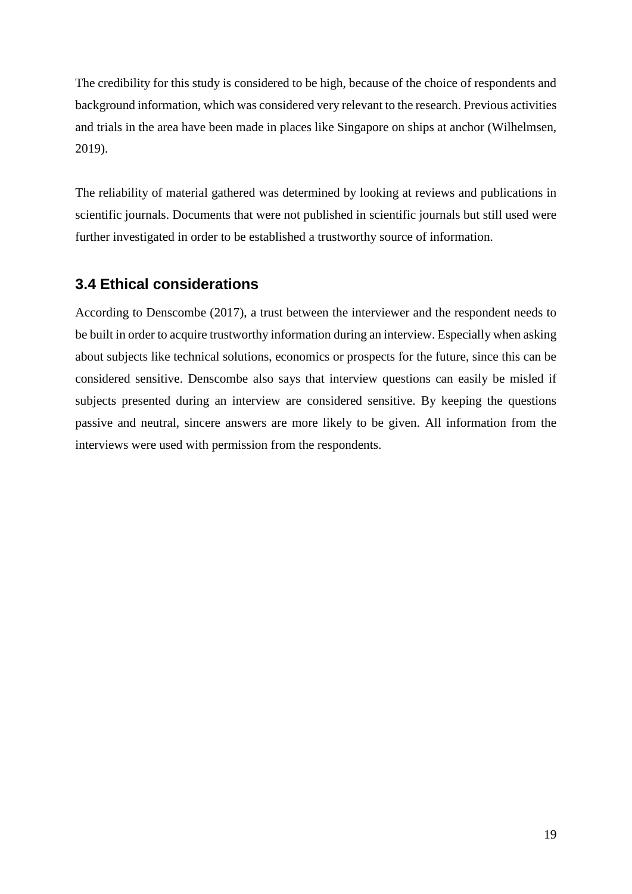The credibility for this study is considered to be high, because of the choice of respondents and background information, which was considered very relevant to the research. Previous activities and trials in the area have been made in places like Singapore on ships at anchor (Wilhelmsen, 2019).

The reliability of material gathered was determined by looking at reviews and publications in scientific journals. Documents that were not published in scientific journals but still used were further investigated in order to be established a trustworthy source of information.

### 3.4 Ethical considerations

According to Denscombe (2017), a trust between the interviewer and the respondent needs to be built in order to acquire trustworthy information during an interview. Especially when asking about subjects like technical solutions, economics or prospects for the future, since this can be considered sensitive. Denscombe also says that interview questions can easily be misled if subjects presented during an interview are considered sensitive. By keeping the questions passive and neutral, sincere answers are more likely to be given. All information from the interviews were used with permission from the respondents.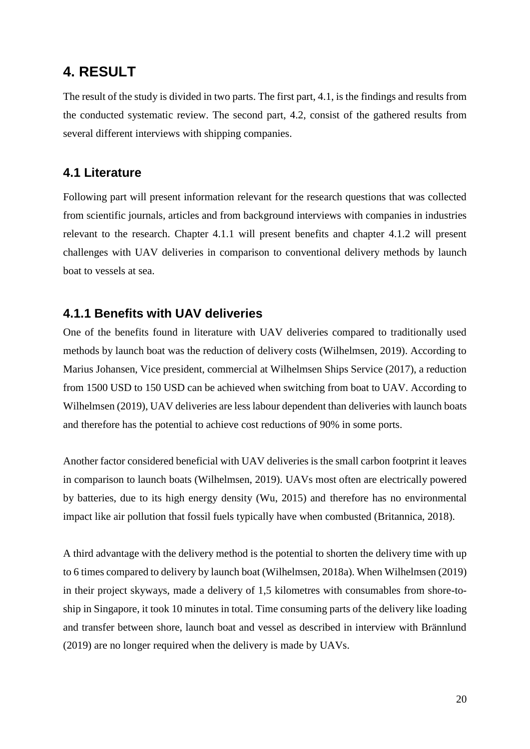# 4. RESULT

The result of the study is divided in two parts. The first part, 4.1, is the findings and results from the conducted systematic review. The second part, 4.2, consist of the gathered results from several different interviews with shipping companies.

## 4.1 Literature

Following part will present information relevant for the research questions that was collected from scientific journals, articles and from background interviews with companies in industries relevant to the research. Chapter 4.1.1 will present benefits and chapter 4.1.2 will present challenges with UAV deliveries in comparison to conventional delivery methods by launch boat to vessels at sea.

### 4.1.1 Benefits with UAV deliveries

One of the benefits found in literature with UAV deliveries compared to traditionally used methods by launch boat was the reduction of delivery costs (Wilhelmsen, 2019). According to Marius Johansen, Vice president, commercial at Wilhelmsen Ships Service (2017), a reduction from 1500 USD to 150 USD can be achieved when switching from boat to UAV. According to Wilhelmsen (2019), UAV deliveries are less labour dependent than deliveries with launch boats and therefore has the potential to achieve cost reductions of 90% in some ports.

Another factor considered beneficial with UAV deliveries is the small carbon footprint it leaves in comparison to launch boats (Wilhelmsen, 2019). UAVs most often are electrically powered by batteries, due to its high energy density (Wu, 2015) and therefore has no environmental impact like air pollution that fossil fuels typically have when combusted (Britannica, 2018).

A third advantage with the delivery method is the potential to shorten the delivery time with up to 6 times compared to delivery by launch boat (Wilhelmsen, 2018a). When Wilhelmsen (2019) in their project skyways, made a delivery of 1,5 kilometres with consumables from shore-to-ship in Singapore, it took 10 minutes in total. Time consuming parts of the delivery like loading and transfer between shore, launch boat and vessel as described in interview with Brännlund (2019) are no longer required when the delivery is made by UAVs.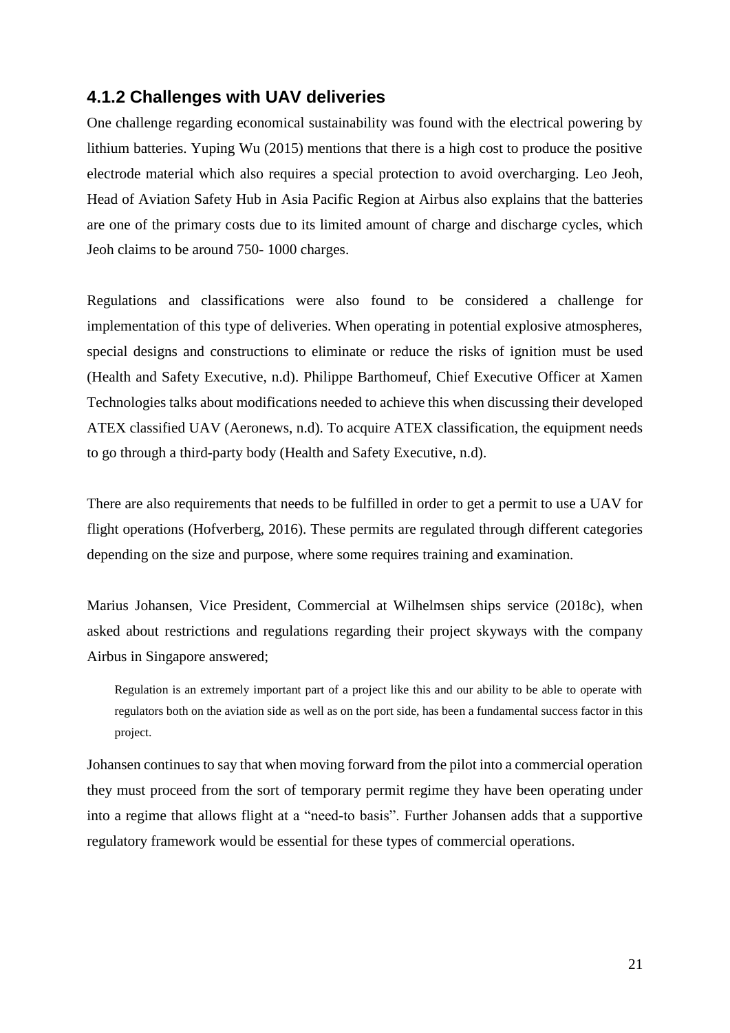### 4.1.2 Challenges with UAV deliveries

One challenge regarding economical sustainability was found with the electrical powering by lithium batteries. Yuping Wu (2015) mentions that there is a high cost to produce the positive electrode material which also requires a special protection to avoid overcharging. Leo Jeoh, Head of Aviation Safety Hub in Asia Pacific Region at Airbus also explains that the batteries are one of the primary costs due to its limited amount of charge and discharge cycles, which Jeoh claims to be around 750- 1000 charges.

Regulations and classifications were also found to be considered a challenge for implementation of this type of deliveries. When operating in potential explosive atmospheres, special designs and constructions to eliminate or reduce the risks of ignition must be used (Health and Safety Executive, n.d). Philippe Barthomeuf, Chief Executive Officer at Xamen Technologies talks about modifications needed to achieve this when discussing their developed ATEX classified UAV (Aeronews, n.d). To acquire ATEX classification, the equipment needs to go through a third-party body (Health and Safety Executive, n.d).

There are also requirements that needs to be fulfilled in order to get a permit to use a UAV for flight operations (Hofverberg, 2016). These permits are regulated through different categories depending on the size and purpose, where some requires training and examination.

Marius Johansen, Vice President, Commercial at Wilhelmsen ships service (2018c), when asked about restrictions and regulations regarding their project skyways with the company Airbus in Singapore answered;

> Regulation is an extremely important part of a project like this and our ability to be able to operate with regulators both on the aviation side as well as on the port side, has been a fundamental success factor in this project.

Johansen continues to say that when moving forward from the pilot into a commercial operation they must proceed from the sort of temporary permit regime they have been operating under into a regime that allows flight at a "need-to basis". Further Johansen adds that a supportive regulatory framework would be essential for these types of commercial operations.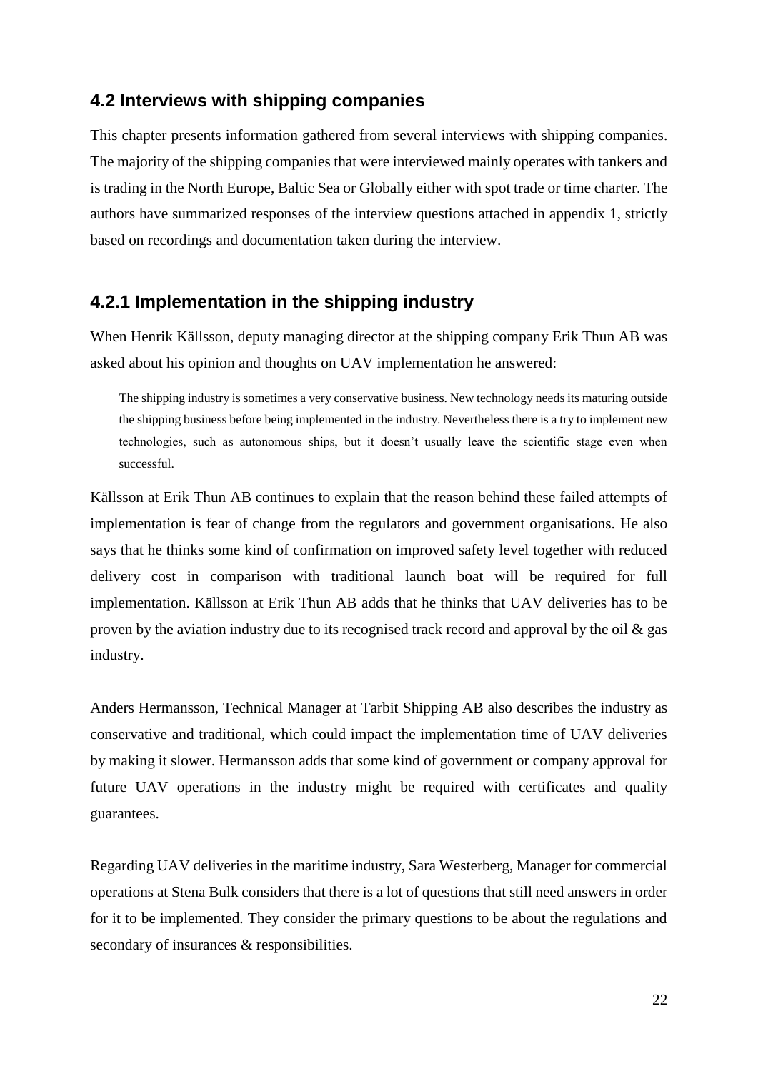## 4.2 Interviews with shipping companies

This chapter presents information gathered from several interviews with shipping companies. The majority of the shipping companies that were interviewed mainly operates with tankers and is trading in the North Europe, Baltic Sea or Globally either with spot trade or time charter. The authors have summarized responses of the interview questions attached in appendix 1, strictly based on recordings and documentation taken during the interview.

### 4.2.1 Implementation in the shipping industry

When Henrik Källsson, deputy managing director at the shipping company Erik Thun AB was asked about his opinion and thoughts on UAV implementation he answered:

> The shipping industry is sometimes a very conservative business. New technology needs its maturing outside the shipping business before being implemented in the industry. Nevertheless there is a try to implement new technologies, such as autonomous ships, but it doesn't usually leave the scientific stage even when successful.

Källsson at Erik Thun AB continues to explain that the reason behind these failed attempts of implementation is fear of change from the regulators and government organisations. He also says that he thinks some kind of confirmation on improved safety level together with reduced delivery cost in comparison with traditional launch boat will be required for full implementation. Källsson at Erik Thun AB adds that he thinks that UAV deliveries has to be proven by the aviation industry due to its recognised track record and approval by the oil & gas industry.

Anders Hermansson, Technical Manager at Tarbit Shipping AB also describes the industry as conservative and traditional, which could impact the implementation time of UAV deliveries by making it slower. Hermansson adds that some kind of government or company approval for future UAV operations in the industry might be required with certificates and quality guarantees.

Regarding UAV deliveries in the maritime industry, Sara Westerberg, Manager for commercial operations at Stena Bulk considers that there is a lot of questions that still need answers in order for it to be implemented. They consider the primary questions to be about the regulations and secondary of insurances & responsibilities.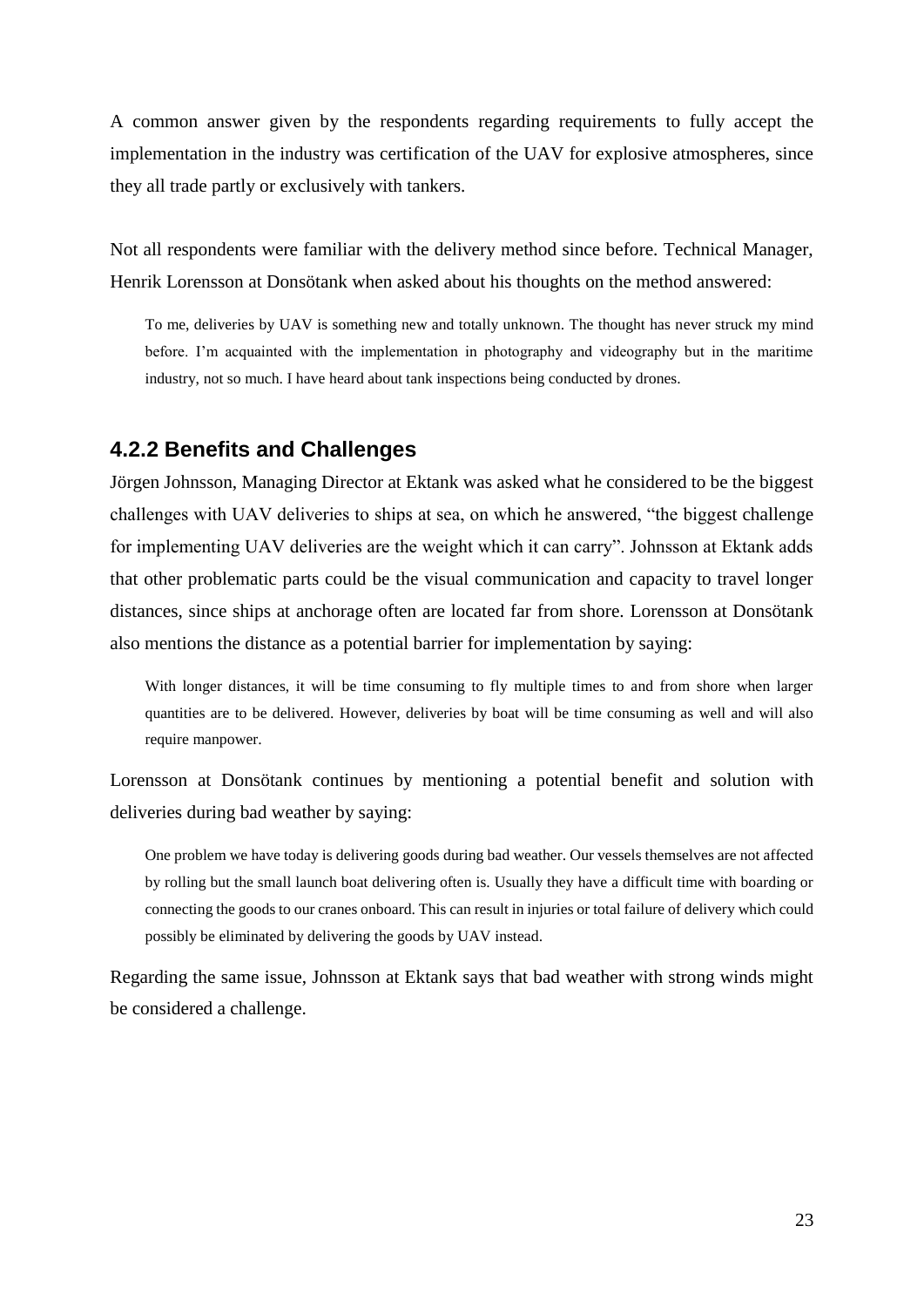A common answer given by the respondents regarding requirements to fully accept the implementation in the industry was certification of the UAV for explosive atmospheres, since they all trade partly or exclusively with tankers.

Not all respondents were familiar with the delivery method since before. Technical Manager, Henrik Lorensson at Donsötank when asked about his thoughts on the method answered:

> To me, deliveries by UAV is something new and totally unknown. The thought has never struck my mind before. I'm acquainted with the implementation in photography and videography but in the maritime industry, not so much. I have heard about tank inspections being conducted by drones.

### 4.2.2 Benefits and Challenges

Jörgen Johnsson, Managing Director at Ektank was asked what he considered to be the biggest challenges with UAV deliveries to ships at sea, on which he answered, "the biggest challenge for implementing UAV deliveries are the weight which it can carry". Johnsson at Ektank adds that other problematic parts could be the visual communication and capacity to travel longer distances, since ships at anchorage often are located far from shore. Lorensson at Donsötank also mentions the distance as a potential barrier for implementation by saying:

> With longer distances, it will be time consuming to fly multiple times to and from shore when larger quantities are to be delivered. However, deliveries by boat will be time consuming as well and will also require manpower.

Lorensson at Donsötank continues by mentioning a potential benefit and solution with deliveries during bad weather by saying:

> One problem we have today is delivering goods during bad weather. Our vessels themselves are not affected by rolling but the small launch boat delivering often is. Usually they have a difficult time with boarding or connecting the goods to our cranes onboard. This can result in injuries or total failure of delivery which could possibly be eliminated by delivering the goods by UAV instead.

Regarding the same issue, Johnsson at Ektank says that bad weather with strong winds might be considered a challenge.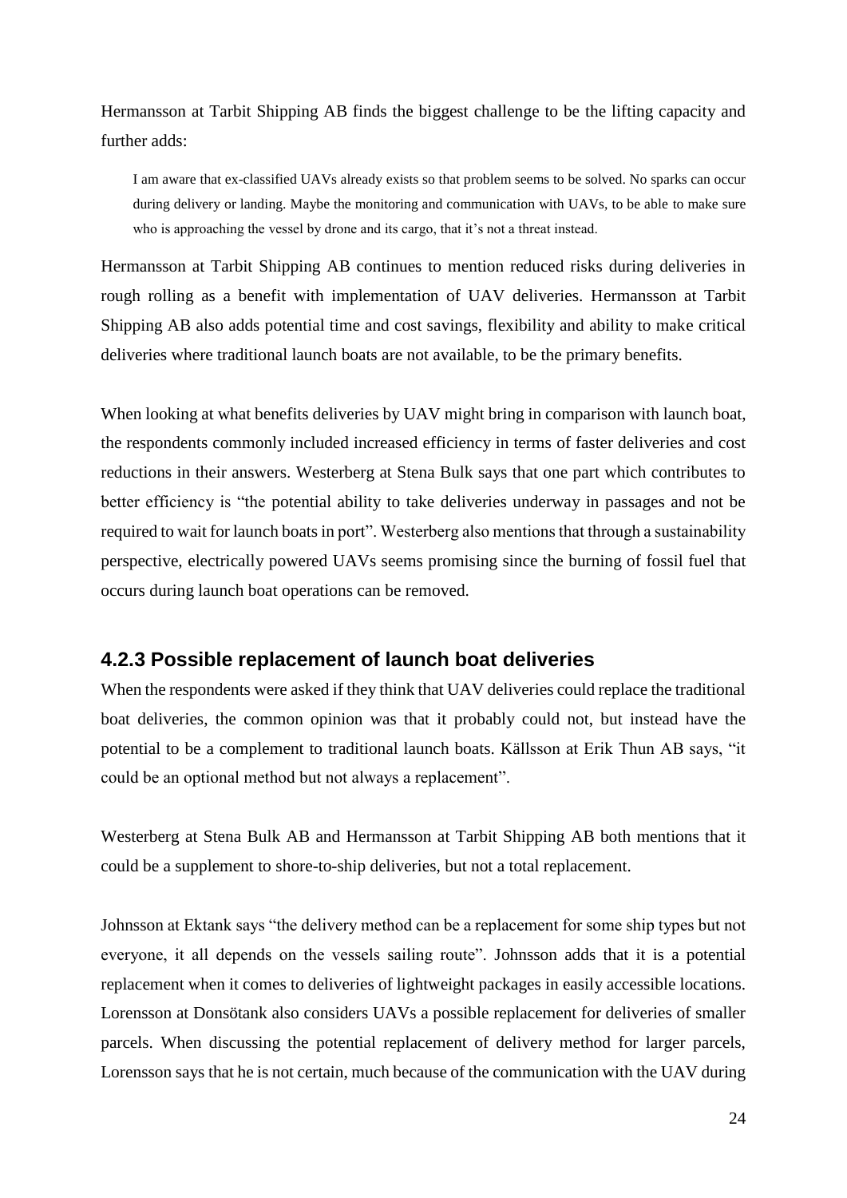Hermansson at Tarbit Shipping AB finds the biggest challenge to be the lifting capacity and further adds:

> I am aware that ex-classified UAVs already exists so that problem seems to be solved. No sparks can occur during delivery or landing. Maybe the monitoring and communication with UAVs, to be able to make sure who is approaching the vessel by drone and its cargo, that it's not a threat instead.

Hermansson at Tarbit Shipping AB continues to mention reduced risks during deliveries in rough rolling as a benefit with implementation of UAV deliveries. Hermansson at Tarbit Shipping AB also adds potential time and cost savings, flexibility and ability to make critical deliveries where traditional launch boats are not available, to be the primary benefits.

When looking at what benefits deliveries by UAV might bring in comparison with launch boat, the respondents commonly included increased efficiency in terms of faster deliveries and cost reductions in their answers. Westerberg at Stena Bulk says that one part which contributes to better efficiency is "the potential ability to take deliveries underway in passages and not be required to wait for launch boats in port". Westerberg also mentions that through a sustainability perspective, electrically powered UAVs seems promising since the burning of fossil fuel that occurs during launch boat operations can be removed.

### 4.2.3 Possible replacement of launch boat deliveries

When the respondents were asked if they think that UAV deliveries could replace the traditional boat deliveries, the common opinion was that it probably could not, but instead have the potential to be a complement to traditional launch boats. Källsson at Erik Thun AB says, "it could be an optional method but not always a replacement".

Westerberg at Stena Bulk AB and Hermansson at Tarbit Shipping AB both mentions that it could be a supplement to shore-to-ship deliveries, but not a total replacement.

Johnsson at Ektank says "the delivery method can be a replacement for some ship types but not everyone, it all depends on the vessels sailing route". Johnsson adds that it is a potential replacement when it comes to deliveries of lightweight packages in easily accessible locations. Lorensson at Donsötank also considers UAVs a possible replacement for deliveries of smaller parcels. When discussing the potential replacement of delivery method for larger parcels, Lorensson says that he is not certain, much because of the communication with the UAV during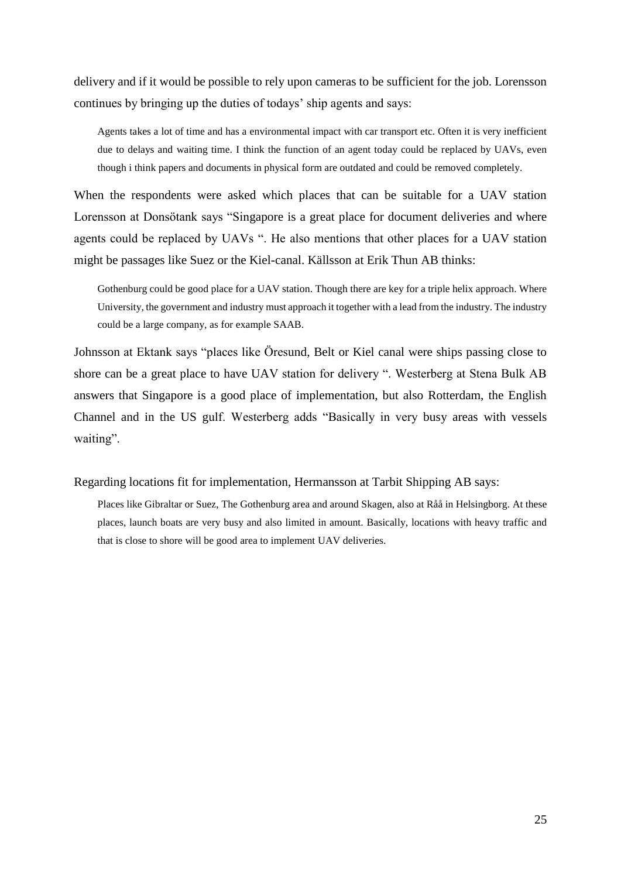delivery and if it would be possible to rely upon cameras to be sufficient for the job. Lorensson continues by bringing up the duties of todays' ship agents and says:

> Agents takes a lot of time and has a environmental impact with car transport etc. Often it is very inefficient due to delays and waiting time. I think the function of an agent today could be replaced by UAVs, even though i think papers and documents in physical form are outdated and could be removed completely.

When the respondents were asked which places that can be suitable for a UAV station Lorensson at Donsötank says "Singapore is a great place for document deliveries and where agents could be replaced by UAVs ". He also mentions that other places for a UAV station might be passages like Suez or the Kiel-canal. Källsson at Erik Thun AB thinks:

> Gothenburg could be good place for a UAV station. Though there are key for a triple helix approach. Where University, the government and industry must approach it together with a lead from the industry. The industry could be a large company, as for example SAAB.

Johnsson at Ektank says "places like Öresund, Belt or Kiel canal were ships passing close to shore can be a great place to have UAV station for delivery ". Westerberg at Stena Bulk AB answers that Singapore is a good place of implementation, but also Rotterdam, the English Channel and in the US gulf. Westerberg adds "Basically in very busy areas with vessels waiting".

Regarding locations fit for implementation, Hermansson at Tarbit Shipping AB says:

> Places like Gibraltar or Suez, The Gothenburg area and around Skagen, also at Råå in Helsingborg. At these places, launch boats are very busy and also limited in amount. Basically, locations with heavy traffic and that is close to shore will be good area to implement UAV deliveries.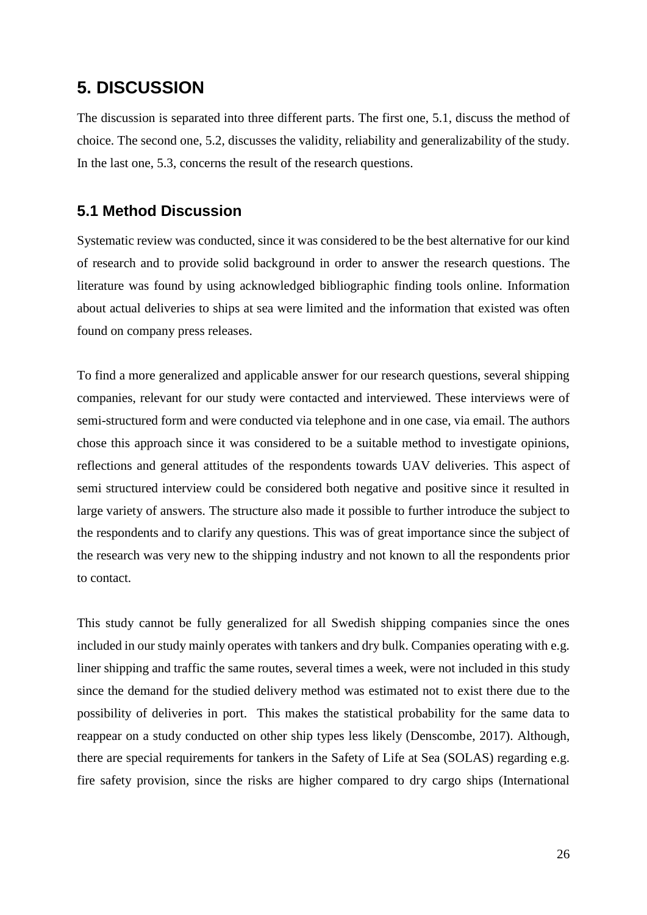# 5. DISCUSSION

The discussion is separated into three different parts. The first one, 5.1, discuss the method of choice. The second one, 5.2, discusses the validity, reliability and generalizability of the study. In the last one, 5.3, concerns the result of the research questions.

## 5.1 Method Discussion

Systematic review was conducted, since it was considered to be the best alternative for our kind of research and to provide solid background in order to answer the research questions. The literature was found by using acknowledged bibliographic finding tools online. Information about actual deliveries to ships at sea were limited and the information that existed was often found on company press releases.

To find a more generalized and applicable answer for our research questions, several shipping companies, relevant for our study were contacted and interviewed. These interviews were of semi-structured form and were conducted via telephone and in one case, via email. The authors chose this approach since it was considered to be a suitable method to investigate opinions, reflections and general attitudes of the respondents towards UAV deliveries. This aspect of semi structured interview could be considered both negative and positive since it resulted in large variety of answers. The structure also made it possible to further introduce the subject to the respondents and to clarify any questions. This was of great importance since the subject of the research was very new to the shipping industry and not known to all the respondents prior to contact.

This study cannot be fully generalized for all Swedish shipping companies since the ones included in our study mainly operates with tankers and dry bulk. Companies operating with e.g. liner shipping and traffic the same routes, several times a week, were not included in this study since the demand for the studied delivery method was estimated not to exist there due to the possibility of deliveries in port. This makes the statistical probability for the same data to reappear on a study conducted on other ship types less likely (Denscombe, 2017). Although, there are special requirements for tankers in the Safety of Life at Sea (SOLAS) regarding e.g. fire safety provision, since the risks are higher compared to dry cargo ships (International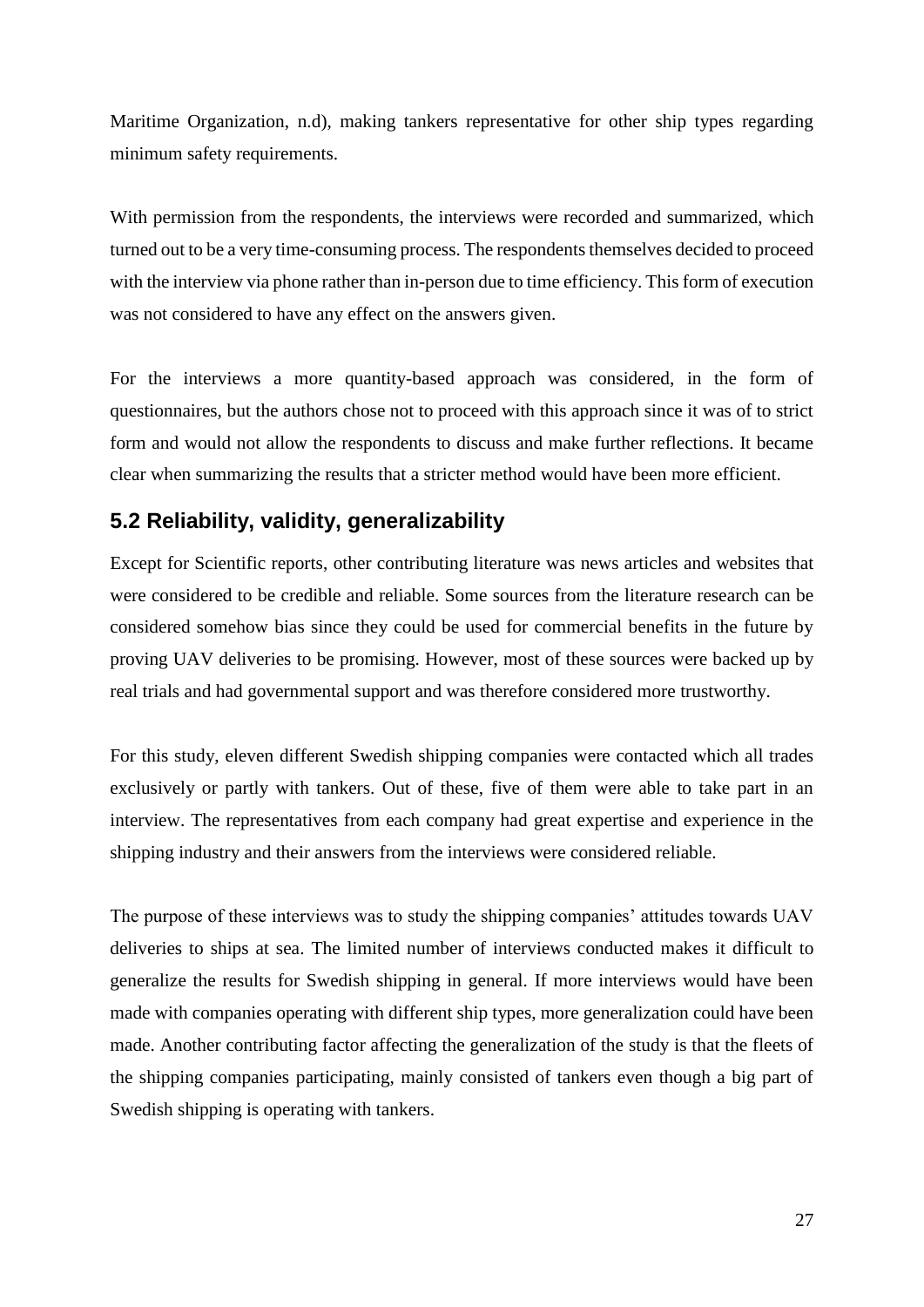Maritime Organization, n.d), making tankers representative for other ship types regarding minimum safety requirements.

With permission from the respondents, the interviews were recorded and summarized, which turned out to be a very time-consuming process. The respondents themselves decided to proceed with the interview via phone rather than in-person due to time efficiency. This form of execution was not considered to have any effect on the answers given.

For the interviews a more quantity-based approach was considered, in the form of questionnaires, but the authors chose not to proceed with this approach since it was of to strict form and would not allow the respondents to discuss and make further reflections. It became clear when summarizing the results that a stricter method would have been more efficient.

## 5.2 Reliability, validity, generalizability

Except for Scientific reports, other contributing literature was news articles and websites that were considered to be credible and reliable. Some sources from the literature research can be considered somehow bias since they could be used for commercial benefits in the future by proving UAV deliveries to be promising. However, most of these sources were backed up by real trials and had governmental support and was therefore considered more trustworthy.

For this study, eleven different Swedish shipping companies were contacted which all trades exclusively or partly with tankers. Out of these, five of them were able to take part in an interview. The representatives from each company had great expertise and experience in the shipping industry and their answers from the interviews were considered reliable.

The purpose of these interviews was to study the shipping companies' attitudes towards UAV deliveries to ships at sea. The limited number of interviews conducted makes it difficult to generalize the results for Swedish shipping in general. If more interviews would have been made with companies operating with different ship types, more generalization could have been made. Another contributing factor affecting the generalization of the study is that the fleets of the shipping companies participating, mainly consisted of tankers even though a big part of Swedish shipping is operating with tankers.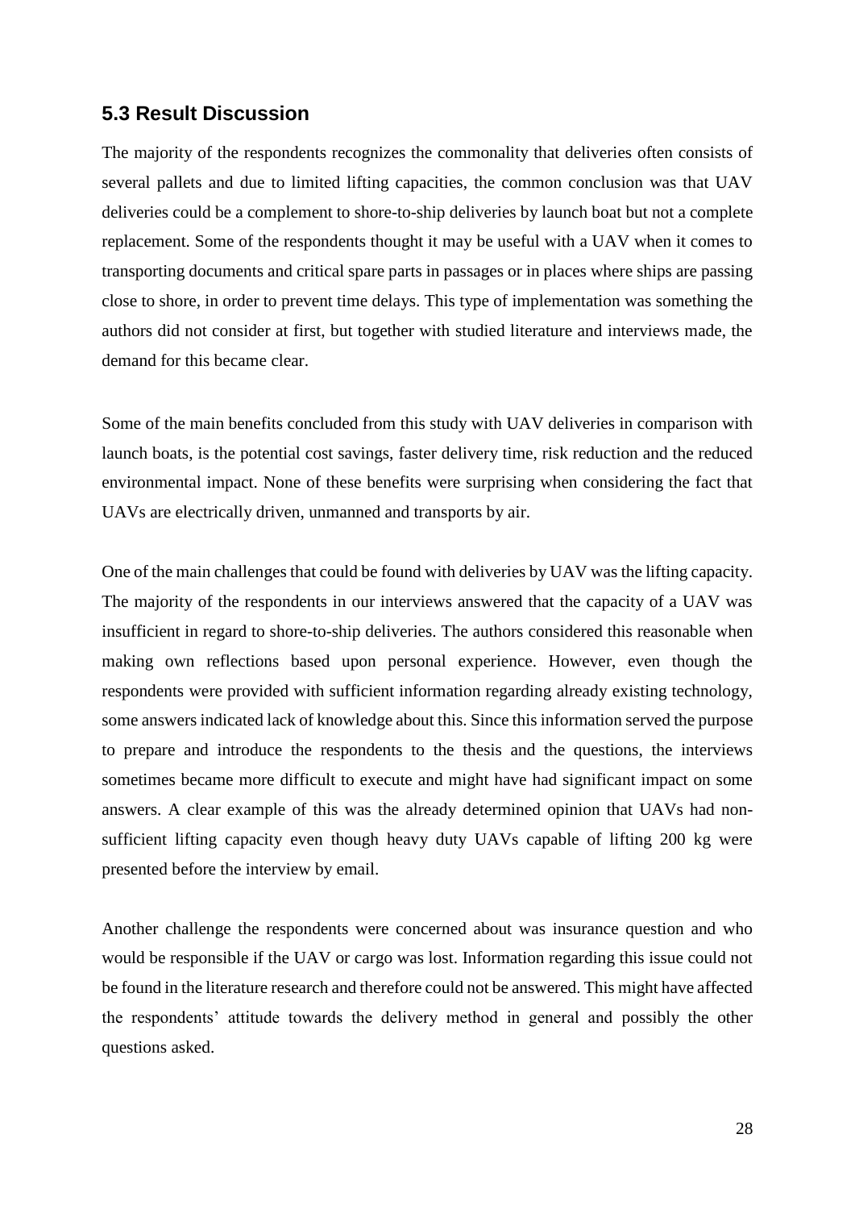## 5.3 Result Discussion

The majority of the respondents recognizes the commonality that deliveries often consists of several pallets and due to limited lifting capacities, the common conclusion was that UAV deliveries could be a complement to shore-to-ship deliveries by launch boat but not a complete replacement. Some of the respondents thought it may be useful with a UAV when it comes to transporting documents and critical spare parts in passages or in places where ships are passing close to shore, in order to prevent time delays. This type of implementation was something the authors did not consider at first, but together with studied literature and interviews made, the demand for this became clear.

Some of the main benefits concluded from this study with UAV deliveries in comparison with launch boats, is the potential cost savings, faster delivery time, risk reduction and the reduced environmental impact. None of these benefits were surprising when considering the fact that UAVs are electrically driven, unmanned and transports by air.

One of the main challenges that could be found with deliveries by UAV was the lifting capacity. The majority of the respondents in our interviews answered that the capacity of a UAV was insufficient in regard to shore-to-ship deliveries. The authors considered this reasonable when making own reflections based upon personal experience. However, even though the respondents were provided with sufficient information regarding already existing technology, some answers indicated lack of knowledge about this. Since this information served the purpose to prepare and introduce the respondents to the thesis and the questions, the interviews sometimes became more difficult to execute and might have had significant impact on some answers. A clear example of this was the already determined opinion that UAVs had non-sufficient lifting capacity even though heavy duty UAVs capable of lifting 200 kg were presented before the interview by email.

Another challenge the respondents were concerned about was insurance question and who would be responsible if the UAV or cargo was lost. Information regarding this issue could not be found in the literature research and therefore could not be answered. This might have affected the respondents' attitude towards the delivery method in general and possibly the other questions asked.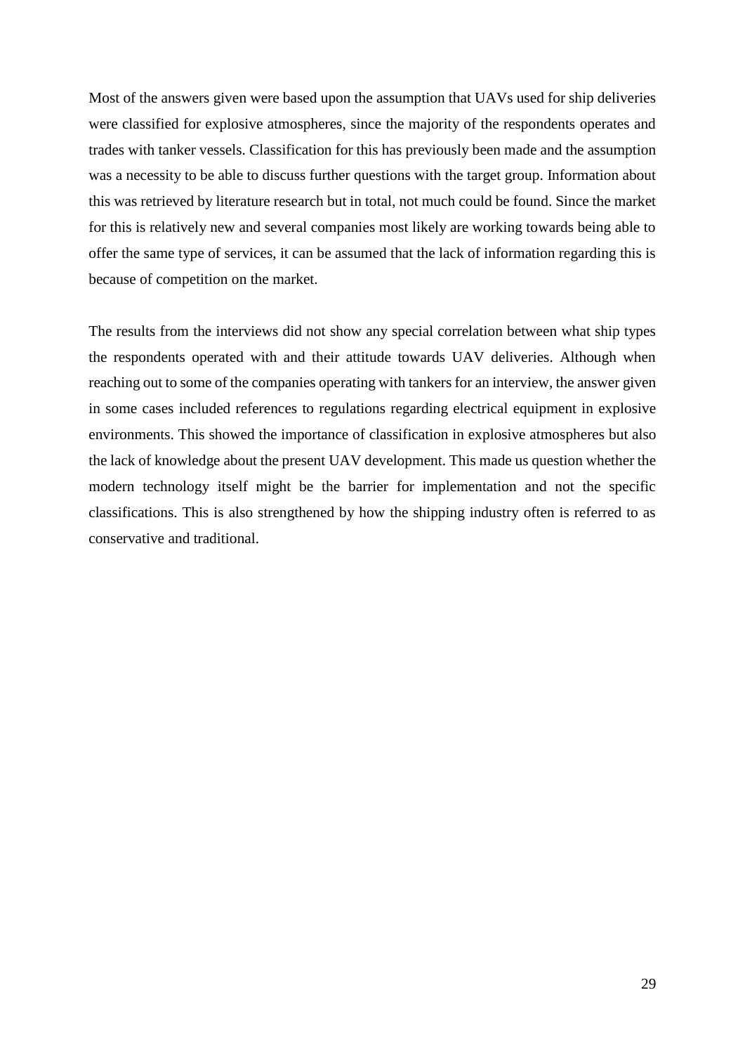Most of the answers given were based upon the assumption that UAVs used for ship deliveries were classified for explosive atmospheres, since the majority of the respondents operates and trades with tanker vessels. Classification for this has previously been made and the assumption was a necessity to be able to discuss further questions with the target group. Information about this was retrieved by literature research but in total, not much could be found. Since the market for this is relatively new and several companies most likely are working towards being able to offer the same type of services, it can be assumed that the lack of information regarding this is because of competition on the market.

The results from the interviews did not show any special correlation between what ship types the respondents operated with and their attitude towards UAV deliveries. Although when reaching out to some of the companies operating with tankers for an interview, the answer given in some cases included references to regulations regarding electrical equipment in explosive environments. This showed the importance of classification in explosive atmospheres but also the lack of knowledge about the present UAV development. This made us question whether the modern technology itself might be the barrier for implementation and not the specific classifications. This is also strengthened by how the shipping industry often is referred to as conservative and traditional.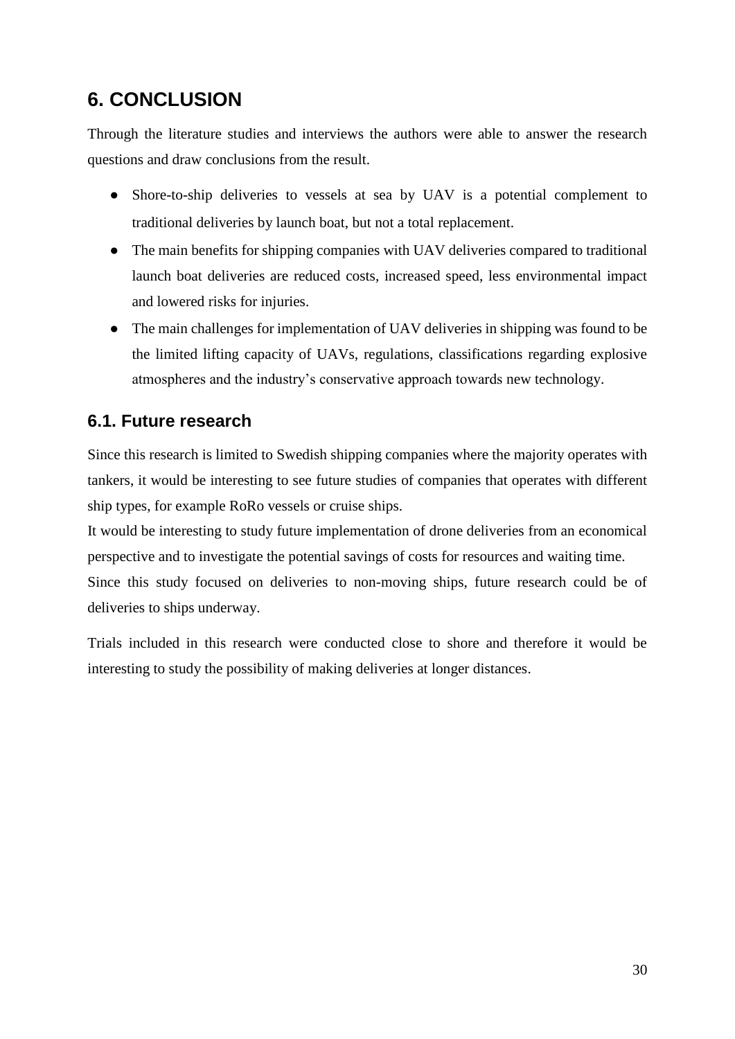# 6. CONCLUSION

Through the literature studies and interviews the authors were able to answer the research questions and draw conclusions from the result.

- Shore-to-ship deliveries to vessels at sea by UAV is a potential complement to traditional deliveries by launch boat, but not a total replacement.
- The main benefits for shipping companies with UAV deliveries compared to traditional launch boat deliveries are reduced costs, increased speed, less environmental impact and lowered risks for injuries.
- The main challenges for implementation of UAV deliveries in shipping was found to be the limited lifting capacity of UAVs, regulations, classifications regarding explosive atmospheres and the industry's conservative approach towards new technology.

## 6.1. Future research

Since this research is limited to Swedish shipping companies where the majority operates with tankers, it would be interesting to see future studies of companies that operates with different ship types, for example RoRo vessels or cruise ships.

It would be interesting to study future implementation of drone deliveries from an economical perspective and to investigate the potential savings of costs for resources and waiting time.

Since this study focused on deliveries to non-moving ships, future research could be of deliveries to ships underway.

Trials included in this research were conducted close to shore and therefore it would be interesting to study the possibility of making deliveries at longer distances.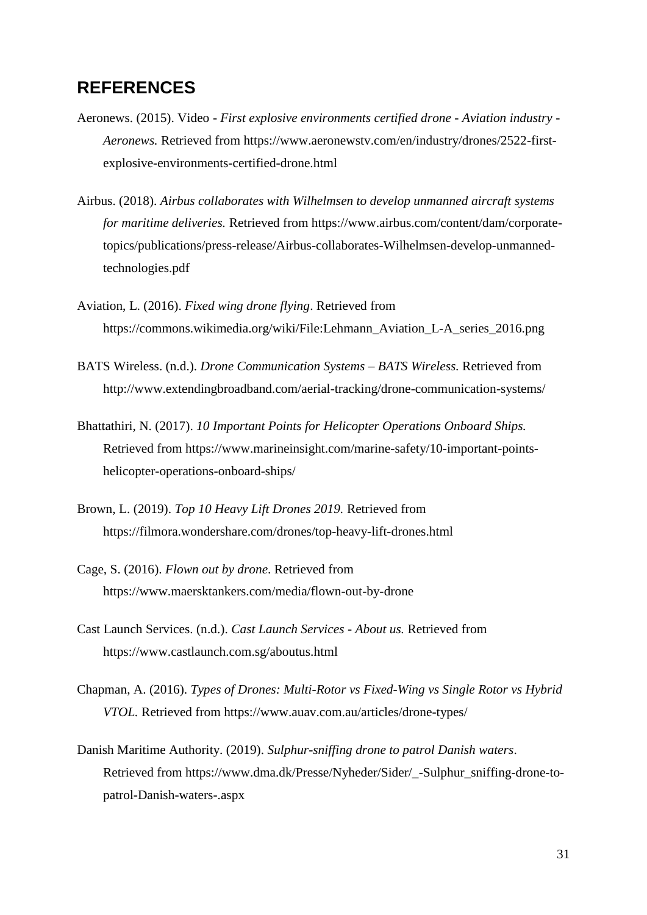## REFERENCES

Aeronews. (2015). Video - *First explosive environments certified drone - Aviation industry - Aeronews.* Retrieved from https://www.aeronewstv.com/en/industry/drones/2522-first-explosive-environments-certified-drone.html

Airbus. (2018). *Airbus collaborates with Wilhelmsen to develop unmanned aircraft systems for maritime deliveries.* Retrieved from https://www.airbus.com/content/dam/corporate-topics/publications/press-release/Airbus-collaborates-Wilhelmsen-develop-unmanned-technologies.pdf

Aviation, L. (2016). *Fixed wing drone flying*. Retrieved from https://commons.wikimedia.org/wiki/File:Lehmann_Aviation_L-A_series_2016.png

BATS Wireless. (n.d.). *Drone Communication Systems – BATS Wireless.* Retrieved from http://www.extendingbroadband.com/aerial-tracking/drone-communication-systems/

Bhattathiri, N. (2017). *10 Important Points for Helicopter Operations Onboard Ships.* Retrieved from https://www.marineinsight.com/marine-safety/10-important-points-helicopter-operations-onboard-ships/

Brown, L. (2019). *Top 10 Heavy Lift Drones 2019.* Retrieved from https://filmora.wondershare.com/drones/top-heavy-lift-drones.html

Cage, S. (2016). *Flown out by drone.* Retrieved from https://www.maersktankers.com/media/flown-out-by-drone

Cast Launch Services. (n.d.). *Cast Launch Services - About us.* Retrieved from https://www.castlaunch.com.sg/aboutus.html

Chapman, A. (2016). *Types of Drones: Multi-Rotor vs Fixed-Wing vs Single Rotor vs Hybrid VTOL.* Retrieved from https://www.auav.com.au/articles/drone-types/

Danish Maritime Authority. (2019). *Sulphur-sniffing drone to patrol Danish waters*. Retrieved from https://www.dma.dk/Presse/Nyheder/Sider/_-Sulphur_sniffing-drone-to-patrol-Danish-waters-.aspx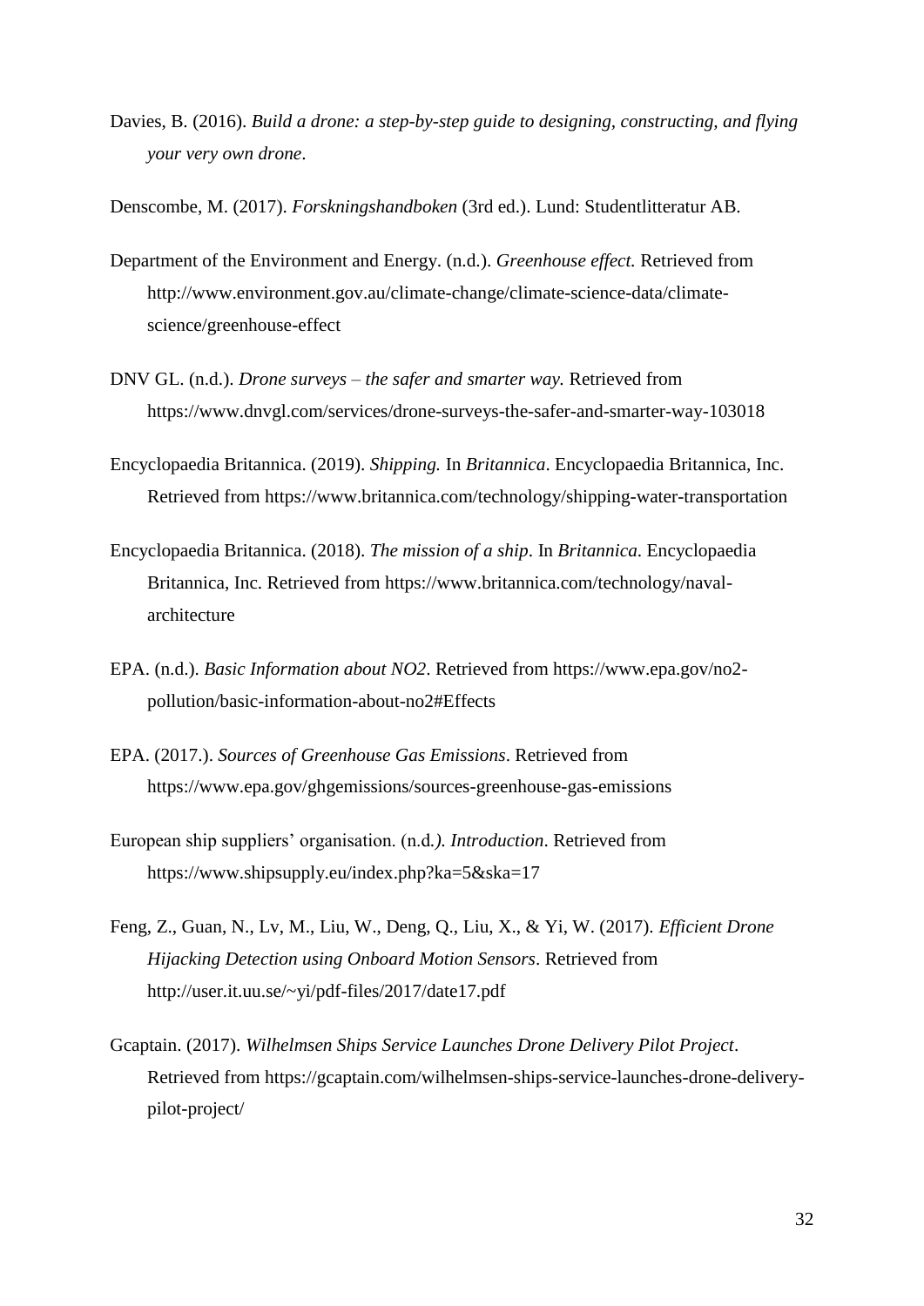Davies, B. (2016). *Build a drone: a step-by-step guide to designing, constructing, and flying your very own drone*.

Denscombe, M. (2017). *Forskningshandboken* (3rd ed.). Lund: Studentlitteratur AB.

Department of the Environment and Energy. (n.d.). *Greenhouse effect.* Retrieved from http://www.environment.gov.au/climate-change/climate-science-data/climate-science/greenhouse-effect

DNV GL. (n.d.). *Drone surveys – the safer and smarter way.* Retrieved from https://www.dnvgl.com/services/drone-surveys-the-safer-and-smarter-way-103018

Encyclopaedia Britannica. (2019). *Shipping.* In *Britannica*. Encyclopaedia Britannica, Inc. Retrieved from https://www.britannica.com/technology/shipping-water-transportation

Encyclopaedia Britannica. (2018). *The mission of a ship*. In *Britannica*. Encyclopaedia Britannica, Inc. Retrieved from https://www.britannica.com/technology/naval-architecture

EPA. (n.d.). *Basic Information about NO2*. Retrieved from https://www.epa.gov/no2-pollution/basic-information-about-no2#Effects

EPA. (2017.). *Sources of Greenhouse Gas Emissions*. Retrieved from https://www.epa.gov/ghgemissions/sources-greenhouse-gas-emissions

European ship suppliers' organisation. (n.d*.). Introduction*. Retrieved from https://www.shipsupply.eu/index.php?ka=5&ska=17

Feng, Z., Guan, N., Lv, M., Liu, W., Deng, Q., Liu, X., & Yi, W. (2017). *Efficient Drone Hijacking Detection using Onboard Motion Sensors*. Retrieved from http://user.it.uu.se/~yi/pdf-files/2017/date17.pdf

Gcaptain. (2017). *Wilhelmsen Ships Service Launches Drone Delivery Pilot Project*. Retrieved from https://gcaptain.com/wilhelmsen-ships-service-launches-drone-delivery-pilot-project/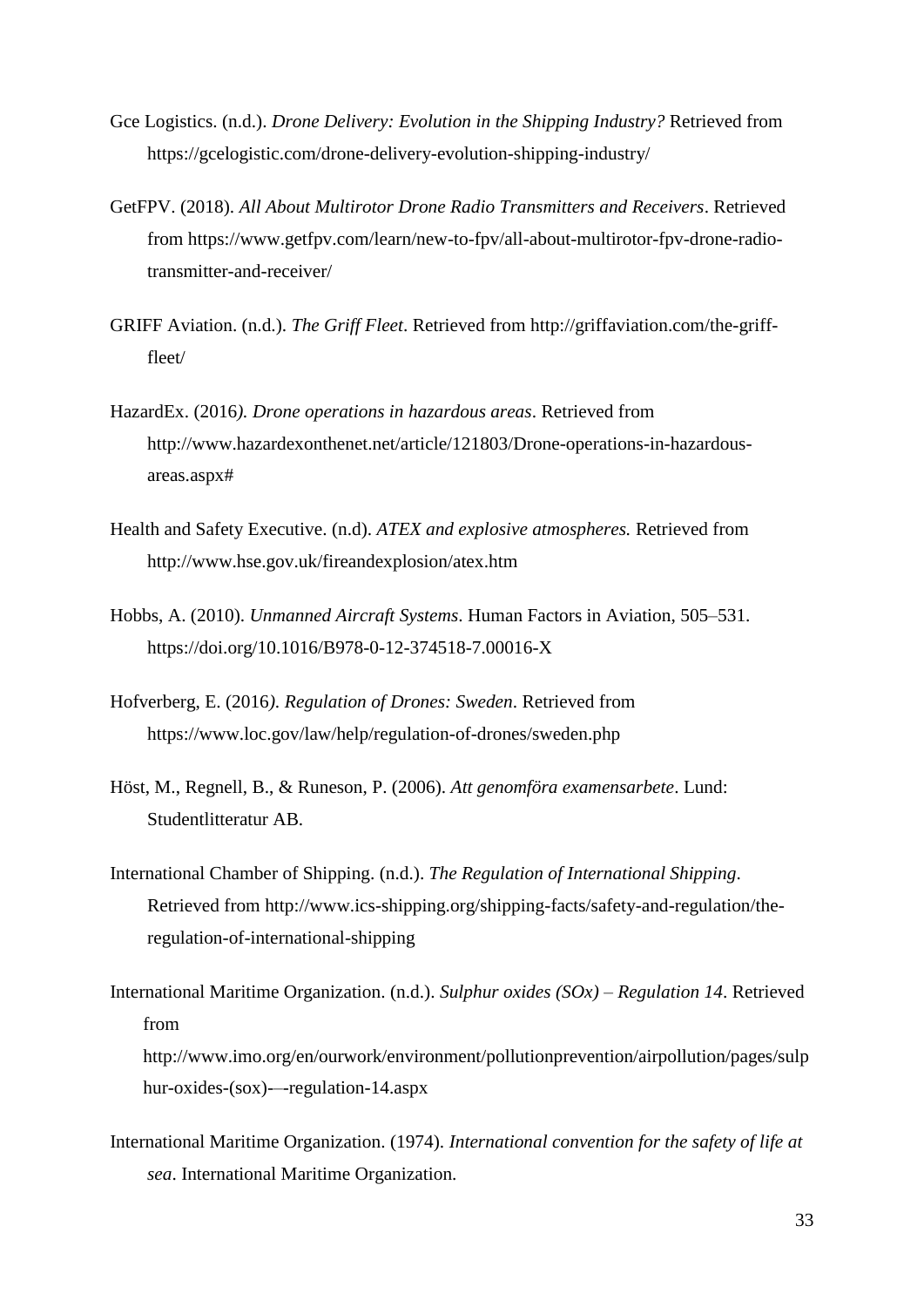Gce Logistics. (n.d.). *Drone Delivery: Evolution in the Shipping Industry?* Retrieved from https://gcelogistic.com/drone-delivery-evolution-shipping-industry/

GetFPV. (2018). *All About Multirotor Drone Radio Transmitters and Receivers*. Retrieved from https://www.getfpv.com/learn/new-to-fpv/all-about-multirotor-fpv-drone-radio-transmitter-and-receiver/

GRIFF Aviation. (n.d.). *The Griff Fleet*. Retrieved from http://griffaviation.com/the-griff-fleet/

HazardEx. (2016*). Drone operations in hazardous areas*. Retrieved from http://www.hazardexonthenet.net/article/121803/Drone-operations-in-hazardous-areas.aspx#

Health and Safety Executive. (n.d). *ATEX and explosive atmospheres.* Retrieved from http://www.hse.gov.uk/fireandexplosion/atex.htm

Hobbs, A. (2010). *Unmanned Aircraft Systems*. Human Factors in Aviation, 505–531. https://doi.org/10.1016/B978-0-12-374518-7.00016-X

Hofverberg, E. (2016*). Regulation of Drones: Sweden*. Retrieved from https://www.loc.gov/law/help/regulation-of-drones/sweden.php

Höst, M., Regnell, B., & Runeson, P. (2006). *Att genomföra examensarbete*. Lund: Studentlitteratur AB.

International Chamber of Shipping. (n.d.). *The Regulation of International Shipping*. Retrieved from http://www.ics-shipping.org/shipping-facts/safety-and-regulation/the-regulation-of-international-shipping

International Maritime Organization. (n.d.). *Sulphur oxides (SOx) – Regulation 14*. Retrieved from http://www.imo.org/en/ourwork/environment/pollutionprevention/airpollution/pages/sulphur-oxides-(sox)-–-regulation-14.aspx

International Maritime Organization. (1974). *International convention for the safety of life at sea*. International Maritime Organization.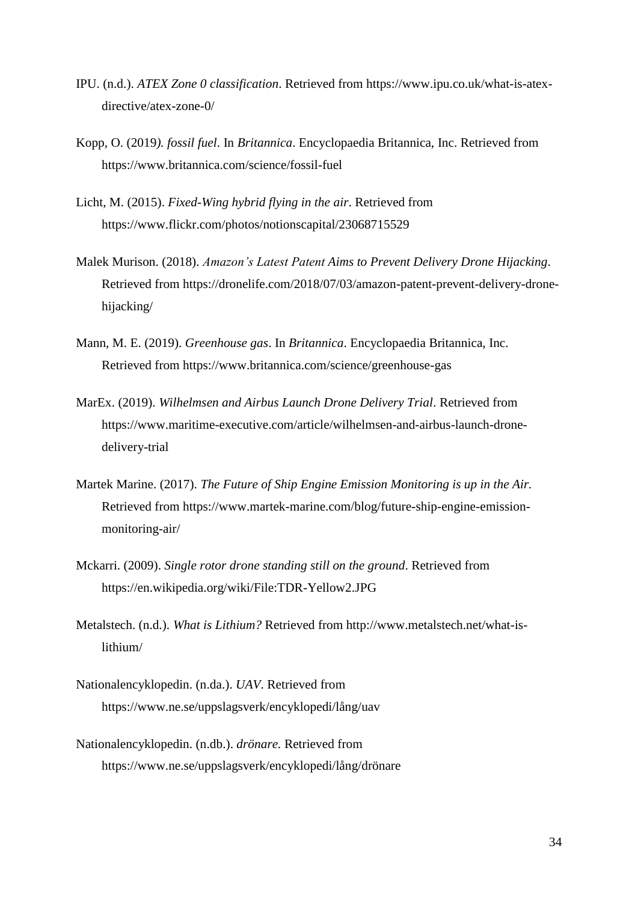IPU. (n.d.). *ATEX Zone 0 classification*. Retrieved from https://www.ipu.co.uk/what-is-atex-directive/atex-zone-0/

Kopp, O. (2019*). fossil fuel*. In *Britannica*. Encyclopaedia Britannica, Inc. Retrieved from https://www.britannica.com/science/fossil-fuel

Licht, M. (2015). *Fixed-Wing hybrid flying in the air*. Retrieved from https://www.flickr.com/photos/notionscapital/23068715529

Malek Murison. (2018). *Amazon's Latest Patent Aims to Prevent Delivery Drone Hijacking*. Retrieved from https://dronelife.com/2018/07/03/amazon-patent-prevent-delivery-drone-hijacking/

Mann, M. E. (2019). *Greenhouse gas*. In *Britannica*. Encyclopaedia Britannica, Inc. Retrieved from https://www.britannica.com/science/greenhouse-gas

MarEx. (2019). *Wilhelmsen and Airbus Launch Drone Delivery Trial*. Retrieved from https://www.maritime-executive.com/article/wilhelmsen-and-airbus-launch-drone-delivery-trial

Martek Marine. (2017). *The Future of Ship Engine Emission Monitoring is up in the Air.* Retrieved from https://www.martek-marine.com/blog/future-ship-engine-emission-monitoring-air/

Mckarri. (2009). *Single rotor drone standing still on the ground*. Retrieved from https://en.wikipedia.org/wiki/File:TDR-Yellow2.JPG

Metalstech. (n.d.). *What is Lithium?* Retrieved from http://www.metalstech.net/what-is-lithium/

Nationalencyklopedin. (n.da.). *UAV*. Retrieved from https://www.ne.se/uppslagsverk/encyklopedi/lång/uav

Nationalencyklopedin. (n.db.). *drönare.* Retrieved from https://www.ne.se/uppslagsverk/encyklopedi/lång/drönare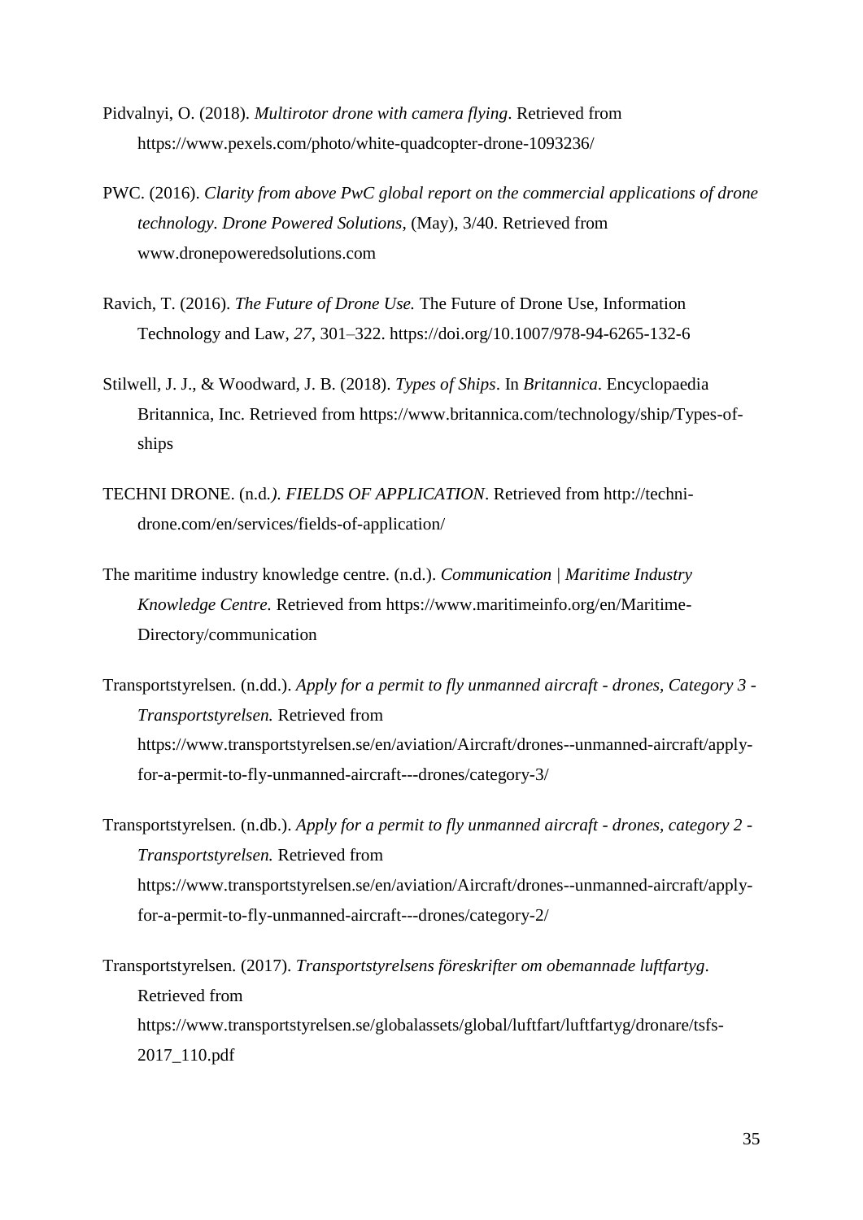Pidvalnyi, O. (2018). *Multirotor drone with camera flying*. Retrieved from https://www.pexels.com/photo/white-quadcopter-drone-1093236/

PWC. (2016). *Clarity from above PwC global report on the commercial applications of drone technology. Drone Powered Solutions*, (May), 3/40. Retrieved from www.dronepoweredsolutions.com

Ravich, T. (2016). *The Future of Drone Use.* The Future of Drone Use, Information Technology and Law, *27*, 301–322. https://doi.org/10.1007/978-94-6265-132-6

Stilwell, J. J., & Woodward, J. B. (2018). *Types of Ships*. In *Britannica*. Encyclopaedia Britannica, Inc. Retrieved from https://www.britannica.com/technology/ship/Types-of-ships

TECHNI DRONE. (n.d*.). FIELDS OF APPLICATION*. Retrieved from http://techni-drone.com/en/services/fields-of-application/

The maritime industry knowledge centre. (n.d.). *Communication | Maritime Industry Knowledge Centre.* Retrieved from https://www.maritimeinfo.org/en/Maritime-Directory/communication

Transportstyrelsen. (n.dd.). *Apply for a permit to fly unmanned aircraft - drones, Category 3 - Transportstyrelsen.* Retrieved from https://www.transportstyrelsen.se/en/aviation/Aircraft/drones--unmanned-aircraft/apply-for-a-permit-to-fly-unmanned-aircraft---drones/category-3/

Transportstyrelsen. (n.db.). *Apply for a permit to fly unmanned aircraft - drones, category 2 - Transportstyrelsen.* Retrieved from https://www.transportstyrelsen.se/en/aviation/Aircraft/drones--unmanned-aircraft/apply-for-a-permit-to-fly-unmanned-aircraft---drones/category-2/

Transportstyrelsen. (2017). *Transportstyrelsens föreskrifter om obemannade luftfartyg*. Retrieved from https://www.transportstyrelsen.se/globalassets/global/luftfart/luftfartyg/dronare/tsfs-2017_110.pdf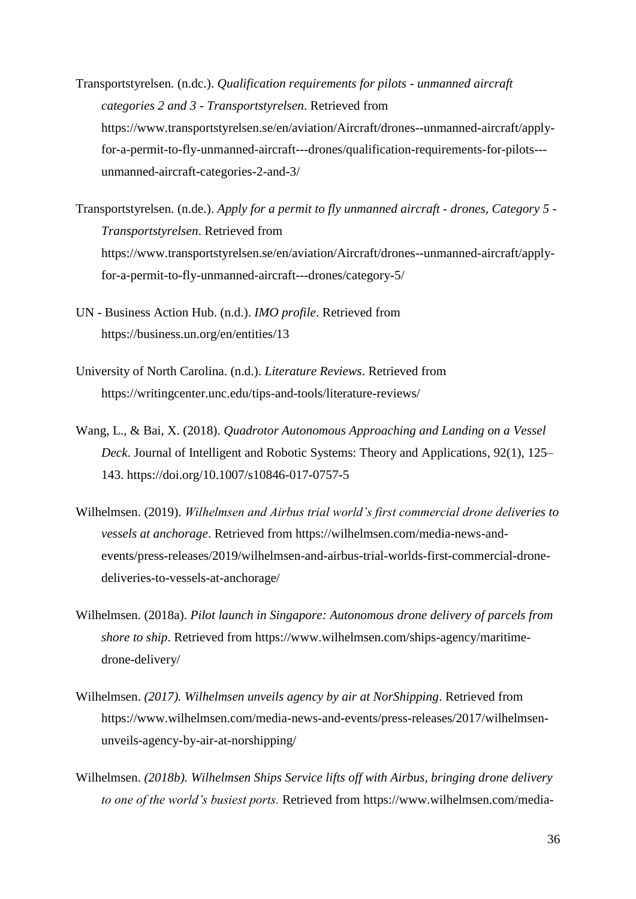Transportstyrelsen. (n.dc.). *Qualification requirements for pilots - unmanned aircraft categories 2 and 3 - Transportstyrelsen*. Retrieved from https://www.transportstyrelsen.se/en/aviation/Aircraft/drones--unmanned-aircraft/apply-for-a-permit-to-fly-unmanned-aircraft---drones/qualification-requirements-for-pilots---unmanned-aircraft-categories-2-and-3/

Transportstyrelsen. (n.de.). *Apply for a permit to fly unmanned aircraft - drones, Category 5 - Transportstyrelsen*. Retrieved from https://www.transportstyrelsen.se/en/aviation/Aircraft/drones--unmanned-aircraft/apply-for-a-permit-to-fly-unmanned-aircraft---drones/category-5/

UN - Business Action Hub. (n.d.). *IMO profile*. Retrieved from https://business.un.org/en/entities/13

University of North Carolina. (n.d.). *Literature Reviews*. Retrieved from https://writingcenter.unc.edu/tips-and-tools/literature-reviews/

Wang, L., & Bai, X. (2018). *Quadrotor Autonomous Approaching and Landing on a Vessel Deck*. Journal of Intelligent and Robotic Systems: Theory and Applications, 92(1), 125–143. https://doi.org/10.1007/s10846-017-0757-5

Wilhelmsen. (2019). *Wilhelmsen and Airbus trial world's first commercial drone deliveries to vessels at anchorage*. Retrieved from https://wilhelmsen.com/media-news-and-events/press-releases/2019/wilhelmsen-and-airbus-trial-worlds-first-commercial-drone-deliveries-to-vessels-at-anchorage/

Wilhelmsen. (2018a). *Pilot launch in Singapore: Autonomous drone delivery of parcels from shore to ship*. Retrieved from https://www.wilhelmsen.com/ships-agency/maritime-drone-delivery/

Wilhelmsen. *(2017). Wilhelmsen unveils agency by air at NorShipping*. Retrieved from https://www.wilhelmsen.com/media-news-and-events/press-releases/2017/wilhelmsen-unveils-agency-by-air-at-norshipping/

Wilhelmsen. *(2018b). Wilhelmsen Ships Service lifts off with Airbus, bringing drone delivery to one of the world's busiest ports.* Retrieved from https://www.wilhelmsen.com/media-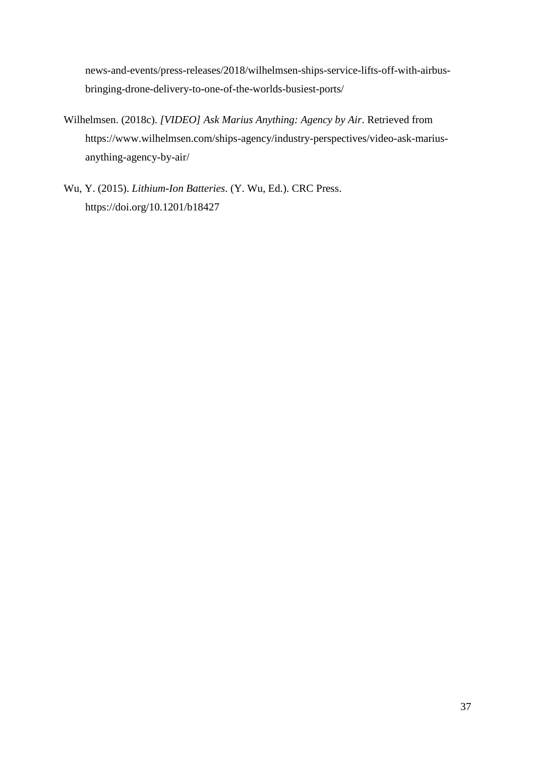news-and-events/press-releases/2018/wilhelmsen-ships-service-lifts-off-with-airbus-bringing-drone-delivery-to-one-of-the-worlds-busiest-ports/

Wilhelmsen. (2018c). *[VIDEO] Ask Marius Anything: Agency by Air*. Retrieved from https://www.wilhelmsen.com/ships-agency/industry-perspectives/video-ask-marius-anything-agency-by-air/

Wu, Y. (2015). *Lithium-Ion Batteries*. (Y. Wu, Ed.). CRC Press. https://doi.org/10.1201/b18427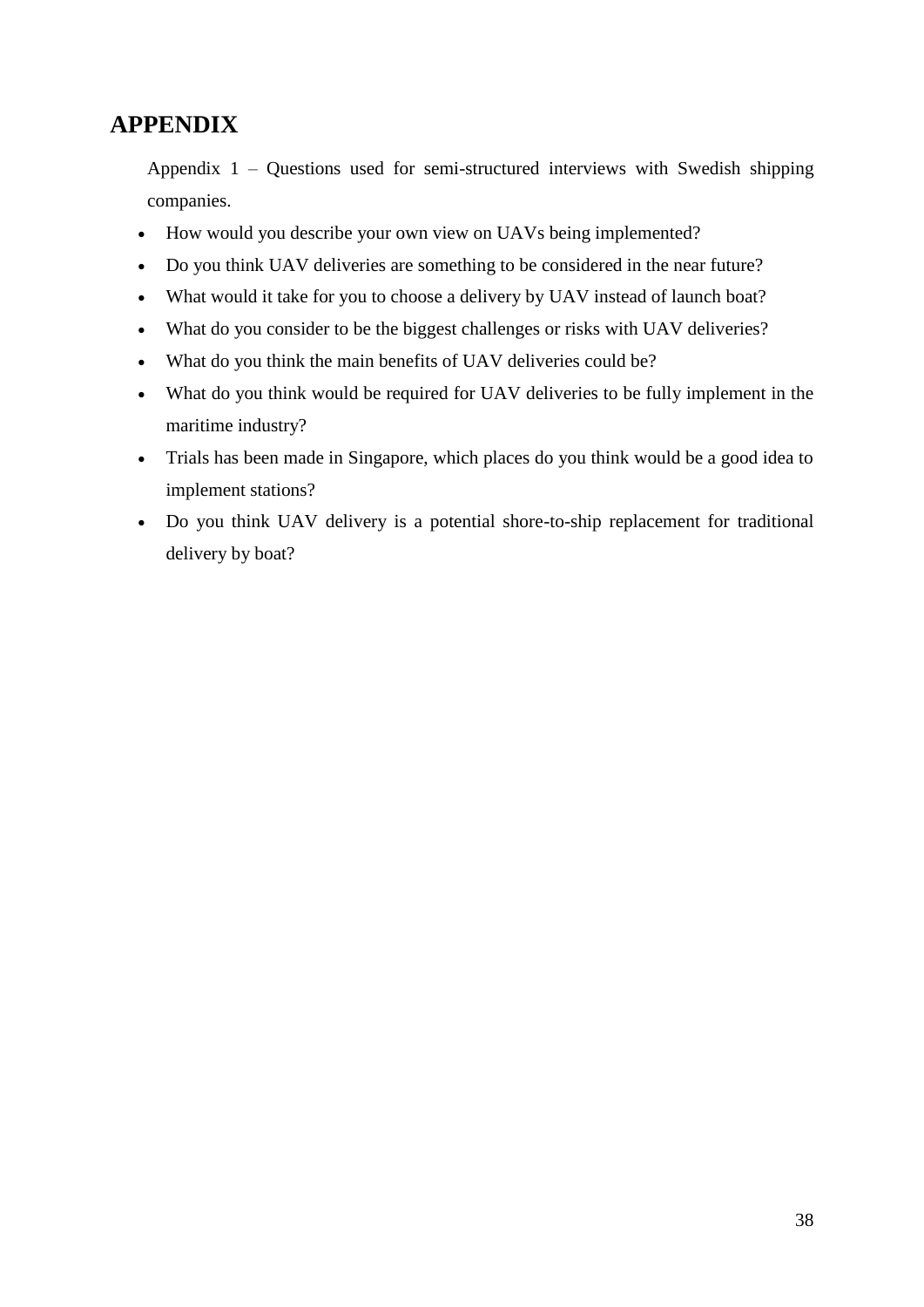# APPENDIX

Appendix 1 – Questions used for semi-structured interviews with Swedish shipping companies.

- How would you describe your own view on UAVs being implemented?
- Do you think UAV deliveries are something to be considered in the near future?
- What would it take for you to choose a delivery by UAV instead of launch boat?
- What do you consider to be the biggest challenges or risks with UAV deliveries?
- What do you think the main benefits of UAV deliveries could be?
- What do you think would be required for UAV deliveries to be fully implement in the maritime industry?
- Trials has been made in Singapore, which places do you think would be a good idea to implement stations?
- Do you think UAV delivery is a potential shore-to-ship replacement for traditional delivery by boat?